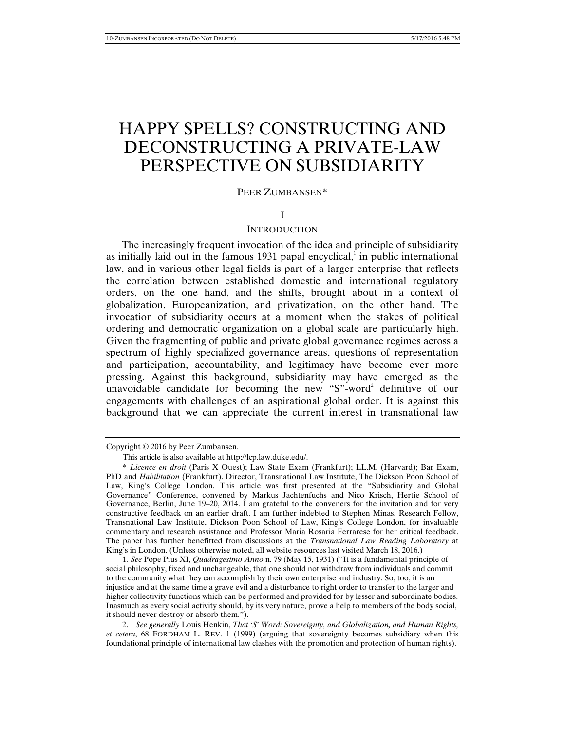# HAPPY SPELLS? CONSTRUCTING AND DECONSTRUCTING A PRIVATE-LAW PERSPECTIVE ON SUBSIDIARITY

PEER ZUMBANSEN*

## I

## INTRODUCTION

The increasingly frequent invocation of the idea and principle of subsidiarity as initially laid out in the famous 1931 papal encyclical,[1] in public international law, and in various other legal fields is part of a larger enterprise that reflects the correlation between established domestic and international regulatory orders, on the one hand, and the shifts, brought about in a context of globalization, Europeanization, and privatization, on the other hand. The invocation of subsidiarity occurs at a moment when the stakes of political ordering and democratic organization on a global scale are particularly high. Given the fragmenting of public and private global governance regimes across a spectrum of highly specialized governance areas, questions of representation and participation, accountability, and legitimacy have become ever more pressing. Against this background, subsidiarity may have emerged as the unavoidable candidate for becoming the new "S"-word[2] definitive of our engagements with challenges of an aspirational global order. It is against this background that we can appreciate the current interest in transnational law

---

Copyright © 2016 by Peer Zumbansen.

This article is also available at http://lcp.law.duke.edu/.

\* *Licence en droit* (Paris X Ouest); Law State Exam (Frankfurt); LL.M. (Harvard); Bar Exam, PhD and *Habilitation* (Frankfurt). Director, Transnational Law Institute, The Dickson Poon School of Law, King's College London. This article was first presented at the "Subsidiarity and Global Governance" Conference, convened by Markus Jachtenfuchs and Nico Krisch, Hertie School of Governance, Berlin, June 19–20, 2014. I am grateful to the conveners for the invitation and for very constructive feedback on an earlier draft. I am further indebted to Stephen Minas, Research Fellow, Transnational Law Institute, Dickson Poon School of Law, King's College London, for invaluable commentary and research assistance and Professor Maria Rosaria Ferrarese for her critical feedback. The paper has further benefitted from discussions at the *Transnational Law Reading Laboratory* at King's in London. (Unless otherwise noted, all website resources last visited March 18, 2016.)

1. *See* Pope Pius XI, *Quadragesimo Anno* n. 79 (May 15, 1931) ("It is a fundamental principle of social philosophy, fixed and unchangeable, that one should not withdraw from individuals and commit to the community what they can accomplish by their own enterprise and industry. So, too, it is an injustice and at the same time a grave evil and a disturbance to right order to transfer to the larger and higher collectivity functions which can be performed and provided for by lesser and subordinate bodies. Inasmuch as every social activity should, by its very nature, prove a help to members of the body social, it should never destroy or absorb them.").

2. *See generally* Louis Henkin, *That 'S' Word: Sovereignty, and Globalization, and Human Rights, et cetera*, 68 FORDHAM L. REV. 1 (1999) (arguing that sovereignty becomes subsidiary when this foundational principle of international law clashes with the promotion and protection of human rights).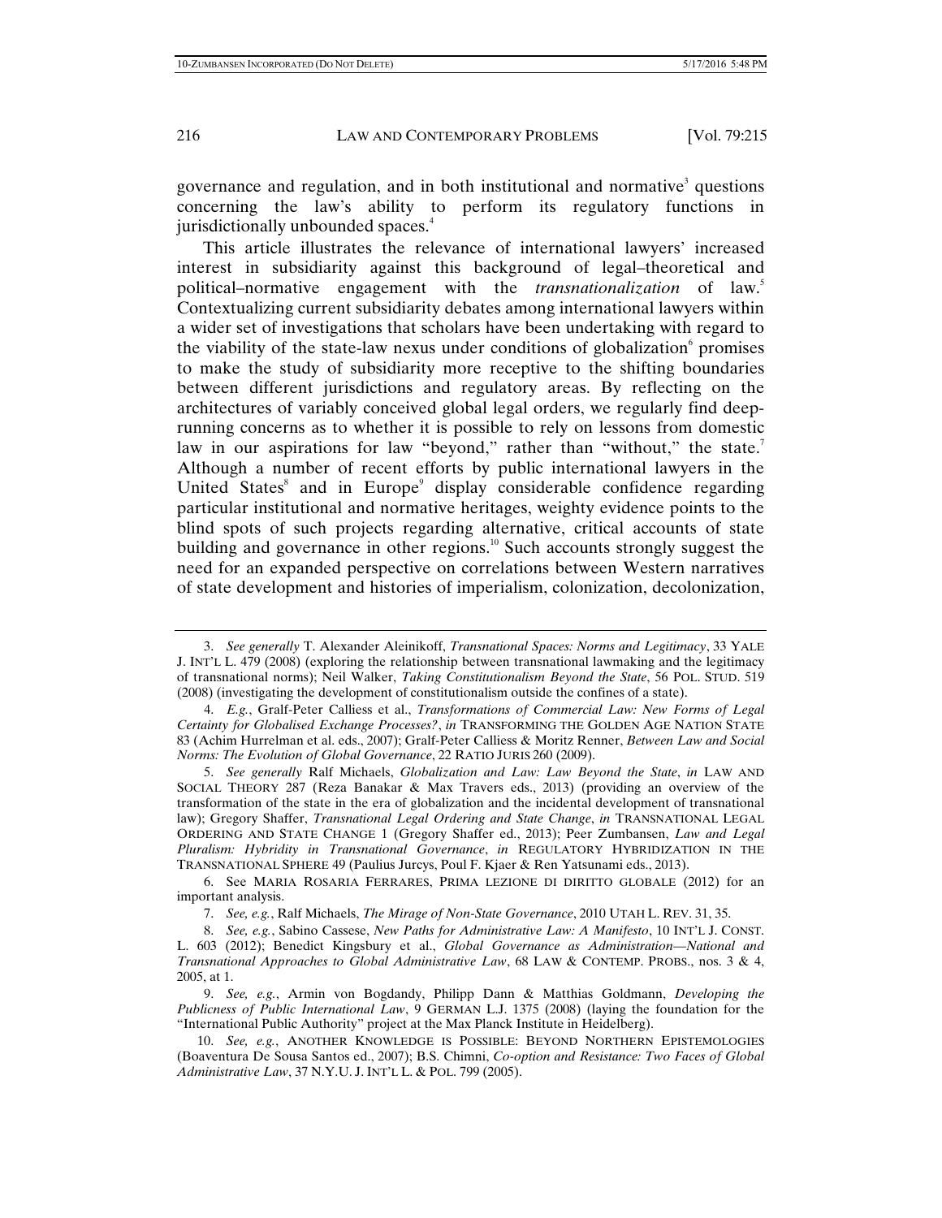governance and regulation, and in both institutional and normative[3] questions concerning the law's ability to perform its regulatory functions in jurisdictionally unbounded spaces.[4]

This article illustrates the relevance of international lawyers' increased interest in subsidiarity against this background of legal–theoretical and political–normative engagement with the *transnationalization* of law.[5] Contextualizing current subsidiarity debates among international lawyers within a wider set of investigations that scholars have been undertaking with regard to the viability of the state-law nexus under conditions of globalization[6] promises to make the study of subsidiarity more receptive to the shifting boundaries between different jurisdictions and regulatory areas. By reflecting on the architectures of variably conceived global legal orders, we regularly find deep-running concerns as to whether it is possible to rely on lessons from domestic law in our aspirations for law "beyond," rather than "without," the state.[7] Although a number of recent efforts by public international lawyers in the United States[8] and in Europe[9] display considerable confidence regarding particular institutional and normative heritages, weighty evidence points to the blind spots of such projects regarding alternative, critical accounts of state building and governance in other regions.[10] Such accounts strongly suggest the need for an expanded perspective on correlations between Western narratives of state development and histories of imperialism, colonization, decolonization,

---

3. *See generally* T. Alexander Aleinikoff, *Transnational Spaces: Norms and Legitimacy*, 33 YALE J. INT'L L. 479 (2008) (exploring the relationship between transnational lawmaking and the legitimacy of transnational norms); Neil Walker, *Taking Constitutionalism Beyond the State*, 56 POL. STUD. 519 (2008) (investigating the development of constitutionalism outside the confines of a state).

4. *E.g.*, Gralf-Peter Calliess et al., *Transformations of Commercial Law: New Forms of Legal Certainty for Globalised Exchange Processes?*, *in* TRANSFORMING THE GOLDEN AGE NATION STATE 83 (Achim Hurrelman et al. eds., 2007); Gralf-Peter Calliess & Moritz Renner, *Between Law and Social Norms: The Evolution of Global Governance*, 22 RATIO JURIS 260 (2009).

5. *See generally* Ralf Michaels, *Globalization and Law: Law Beyond the State*, *in* LAW AND SOCIAL THEORY 287 (Reza Banakar & Max Travers eds., 2013) (providing an overview of the transformation of the state in the era of globalization and the incidental development of transnational law); Gregory Shaffer, *Transnational Legal Ordering and State Change*, *in* TRANSNATIONAL LEGAL ORDERING AND STATE CHANGE 1 (Gregory Shaffer ed., 2013); Peer Zumbansen, *Law and Legal Pluralism: Hybridity in Transnational Governance*, *in* REGULATORY HYBRIDIZATION IN THE TRANSNATIONAL SPHERE 49 (Paulius Jurcys, Poul F. Kjaer & Ren Yatsunami eds., 2013).

6. See MARIA ROSARIA FERRARES, PRIMA LEZIONE DI DIRITTO GLOBALE (2012) for an important analysis.

7. *See, e.g.*, Ralf Michaels, *The Mirage of Non-State Governance*, 2010 UTAH L. REV. 31, 35.

8. *See, e.g.*, Sabino Cassese, *New Paths for Administrative Law: A Manifesto*, 10 INT'L J. CONST. L. 603 (2012); Benedict Kingsbury et al., *Global Governance as Administration—National and Transnational Approaches to Global Administrative Law*, 68 LAW & CONTEMP. PROBS., nos. 3 & 4, 2005, at 1.

9. *See, e.g.*, Armin von Bogdandy, Philipp Dann & Matthias Goldmann, *Developing the Publicness of Public International Law*, 9 GERMAN L.J. 1375 (2008) (laying the foundation for the "International Public Authority" project at the Max Planck Institute in Heidelberg).

10. *See, e.g.*, ANOTHER KNOWLEDGE IS POSSIBLE: BEYOND NORTHERN EPISTEMOLOGIES (Boaventura De Sousa Santos ed., 2007); B.S. Chimni, *Co-option and Resistance: Two Faces of Global Administrative Law*, 37 N.Y.U. J. INT'L L. & POL. 799 (2005).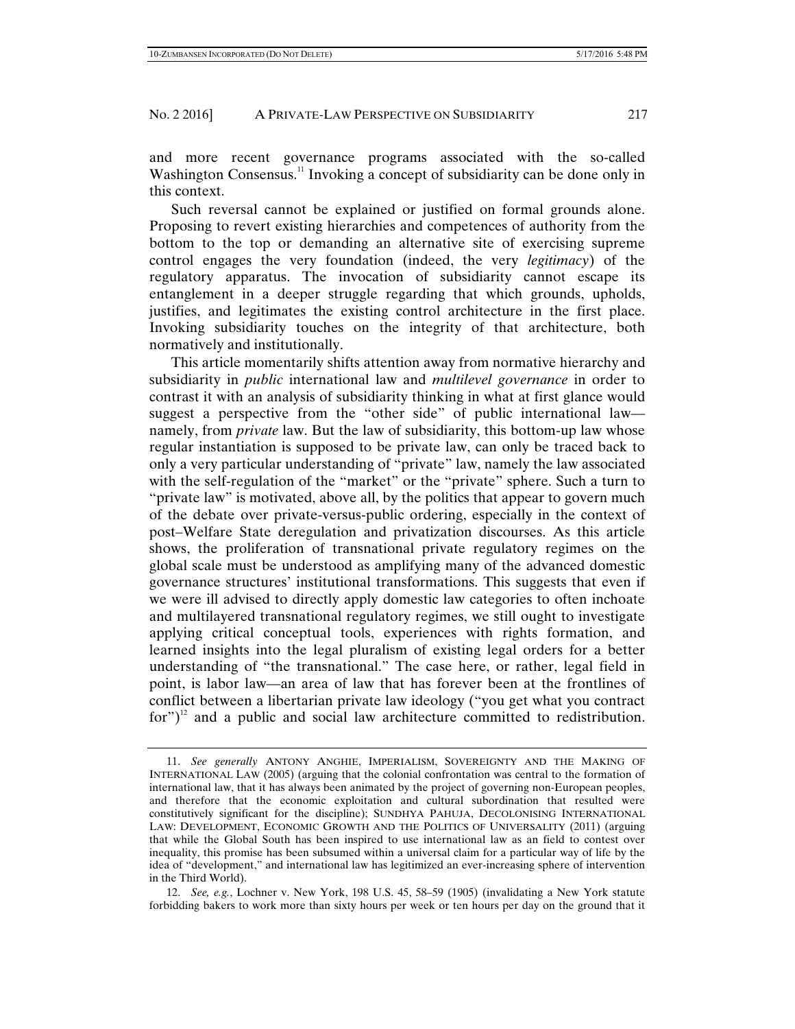and more recent governance programs associated with the so-called Washington Consensus.[11] Invoking a concept of subsidiarity can be done only in this context.

Such reversal cannot be explained or justified on formal grounds alone. Proposing to revert existing hierarchies and competences of authority from the bottom to the top or demanding an alternative site of exercising supreme control engages the very foundation (indeed, the very *legitimacy*) of the regulatory apparatus. The invocation of subsidiarity cannot escape its entanglement in a deeper struggle regarding that which grounds, upholds, justifies, and legitimates the existing control architecture in the first place. Invoking subsidiarity touches on the integrity of that architecture, both normatively and institutionally.

This article momentarily shifts attention away from normative hierarchy and subsidiarity in *public* international law and *multilevel governance* in order to contrast it with an analysis of subsidiarity thinking in what at first glance would suggest a perspective from the "other side" of public international law—namely, from *private* law. But the law of subsidiarity, this bottom-up law whose regular instantiation is supposed to be private law, can only be traced back to only a very particular understanding of "private" law, namely the law associated with the self-regulation of the "market" or the "private" sphere. Such a turn to "private law" is motivated, above all, by the politics that appear to govern much of the debate over private-versus-public ordering, especially in the context of post–Welfare State deregulation and privatization discourses. As this article shows, the proliferation of transnational private regulatory regimes on the global scale must be understood as amplifying many of the advanced domestic governance structures' institutional transformations. This suggests that even if we were ill advised to directly apply domestic law categories to often inchoate and multilayered transnational regulatory regimes, we still ought to investigate applying critical conceptual tools, experiences with rights formation, and learned insights into the legal pluralism of existing legal orders for a better understanding of "the transnational." The case here, or rather, legal field in point, is labor law—an area of law that has forever been at the frontlines of conflict between a libertarian private law ideology ("you get what you contract for")[12] and a public and social law architecture committed to redistribution.

---

11. *See generally* ANTONY ANGHIE, IMPERIALISM, SOVEREIGNTY AND THE MAKING OF INTERNATIONAL LAW (2005) (arguing that the colonial confrontation was central to the formation of international law, that it has always been animated by the project of governing non-European peoples, and therefore that the economic exploitation and cultural subordination that resulted were constitutively significant for the discipline); SUNDHYA PAHUJA, DECOLONISING INTERNATIONAL LAW: DEVELOPMENT, ECONOMIC GROWTH AND THE POLITICS OF UNIVERSALITY (2011) (arguing that while the Global South has been inspired to use international law as an field to contest over inequality, this promise has been subsumed within a universal claim for a particular way of life by the idea of "development," and international law has legitimized an ever-increasing sphere of intervention in the Third World).

12. *See, e.g.*, Lochner v. New York, 198 U.S. 45, 58–59 (1905) (invalidating a New York statute forbidding bakers to work more than sixty hours per week or ten hours per day on the ground that it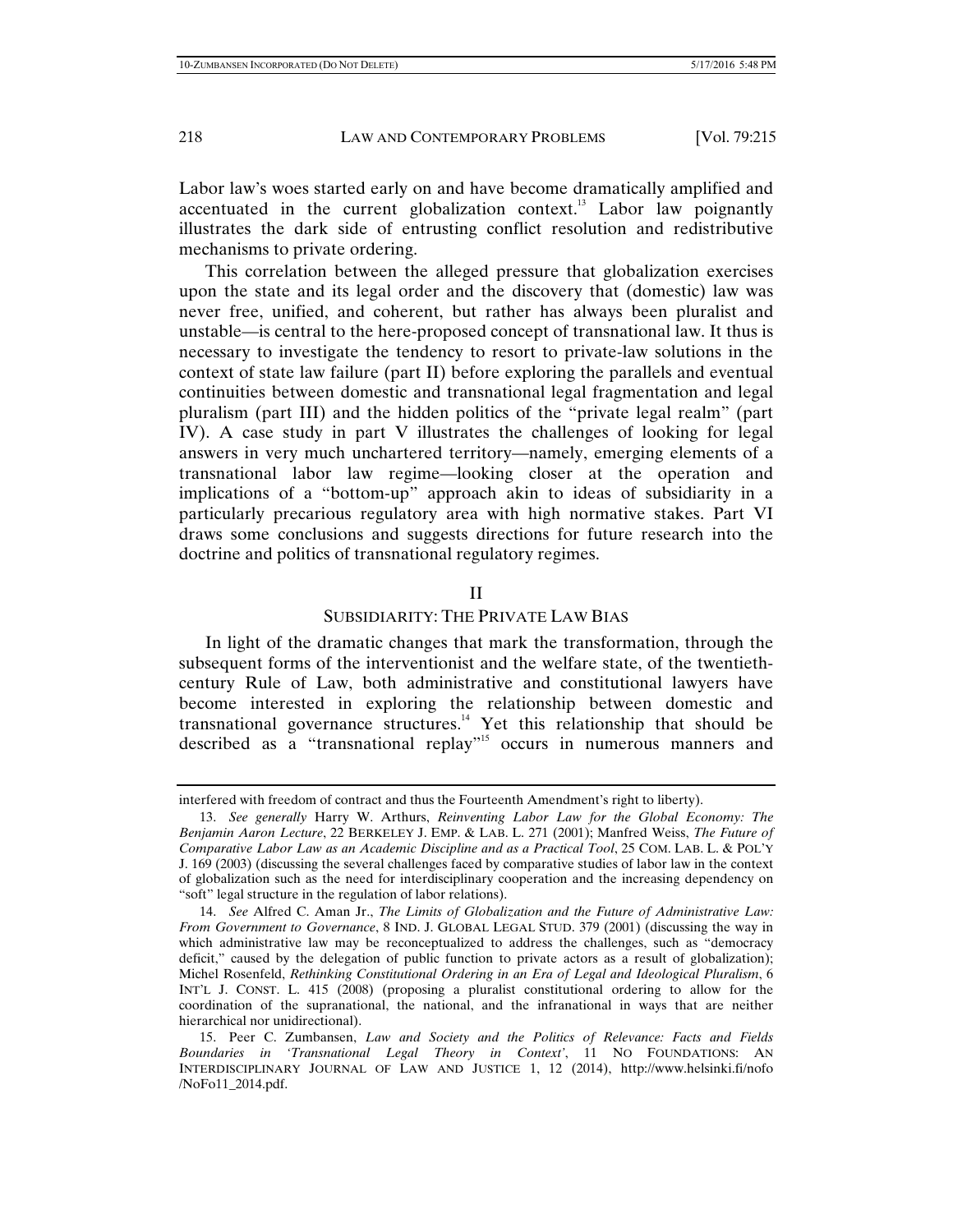Labor law's woes started early on and have become dramatically amplified and accentuated in the current globalization context.[13] Labor law poignantly illustrates the dark side of entrusting conflict resolution and redistributive mechanisms to private ordering.

This correlation between the alleged pressure that globalization exercises upon the state and its legal order and the discovery that (domestic) law was never free, unified, and coherent, but rather has always been pluralist and unstable—is central to the here-proposed concept of transnational law. It thus is necessary to investigate the tendency to resort to private-law solutions in the context of state law failure (part II) before exploring the parallels and eventual continuities between domestic and transnational legal fragmentation and legal pluralism (part III) and the hidden politics of the "private legal realm" (part IV). A case study in part V illustrates the challenges of looking for legal answers in very much unchartered territory—namely, emerging elements of a transnational labor law regime—looking closer at the operation and implications of a "bottom-up" approach akin to ideas of subsidiarity in a particularly precarious regulatory area with high normative stakes. Part VI draws some conclusions and suggests directions for future research into the doctrine and politics of transnational regulatory regimes.

## II

## SUBSIDIARITY: THE PRIVATE LAW BIAS

In light of the dramatic changes that mark the transformation, through the subsequent forms of the interventionist and the welfare state, of the twentieth-century Rule of Law, both administrative and constitutional lawyers have become interested in exploring the relationship between domestic and transnational governance structures.[14] Yet this relationship that should be described as a "transnational replay"[15] occurs in numerous manners and

---

interfered with freedom of contract and thus the Fourteenth Amendment's right to liberty).

13. *See generally* Harry W. Arthurs, *Reinventing Labor Law for the Global Economy: The Benjamin Aaron Lecture*, 22 BERKELEY J. EMP. & LAB. L. 271 (2001); Manfred Weiss, *The Future of Comparative Labor Law as an Academic Discipline and as a Practical Tool*, 25 COM. LAB. L. & POL'Y J. 169 (2003) (discussing the several challenges faced by comparative studies of labor law in the context of globalization such as the need for interdisciplinary cooperation and the increasing dependency on "soft" legal structure in the regulation of labor relations).

14. *See* Alfred C. Aman Jr., *The Limits of Globalization and the Future of Administrative Law: From Government to Governance*, 8 IND. J. GLOBAL LEGAL STUD. 379 (2001) (discussing the way in which administrative law may be reconceptualized to address the challenges, such as "democracy deficit," caused by the delegation of public function to private actors as a result of globalization); Michel Rosenfeld, *Rethinking Constitutional Ordering in an Era of Legal and Ideological Pluralism*, 6 INT'L J. CONST. L. 415 (2008) (proposing a pluralist constitutional ordering to allow for the coordination of the supranational, the national, and the infranational in ways that are neither hierarchical nor unidirectional).

15. Peer C. Zumbansen, *Law and Society and the Politics of Relevance: Facts and Fields Boundaries in 'Transnational Legal Theory in Context'*, 11 NO FOUNDATIONS: AN INTERDISCIPLINARY JOURNAL OF LAW AND JUSTICE 1, 12 (2014), http://www.helsinki.fi/nofo/NoFo11_2014.pdf.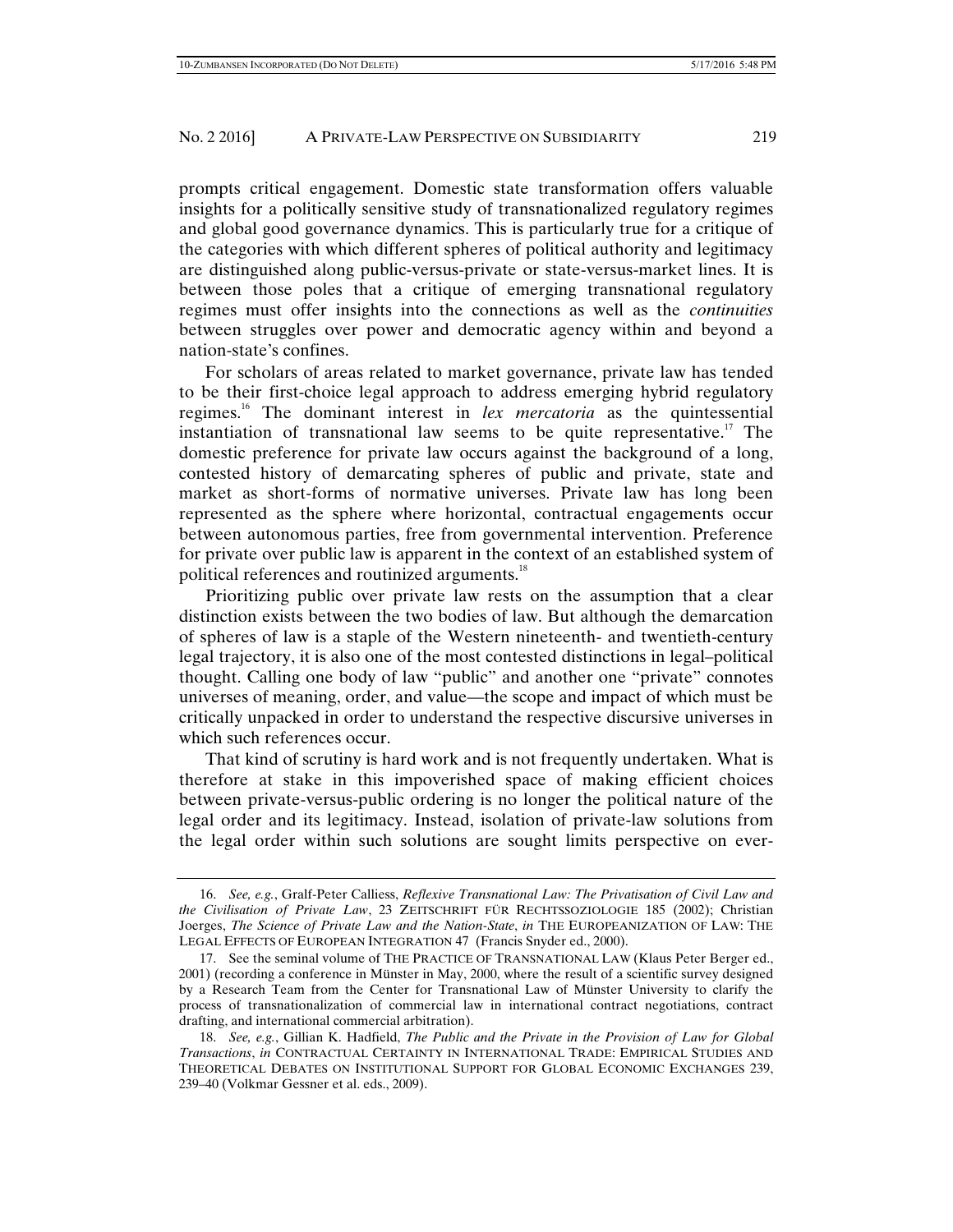prompts critical engagement. Domestic state transformation offers valuable insights for a politically sensitive study of transnationalized regulatory regimes and global good governance dynamics. This is particularly true for a critique of the categories with which different spheres of political authority and legitimacy are distinguished along public-versus-private or state-versus-market lines. It is between those poles that a critique of emerging transnational regulatory regimes must offer insights into the connections as well as the *continuities* between struggles over power and democratic agency within and beyond a nation-state's confines.

For scholars of areas related to market governance, private law has tended to be their first-choice legal approach to address emerging hybrid regulatory regimes.[16] The dominant interest in *lex mercatoria* as the quintessential instantiation of transnational law seems to be quite representative.[17] The domestic preference for private law occurs against the background of a long, contested history of demarcating spheres of public and private, state and market as short-forms of normative universes. Private law has long been represented as the sphere where horizontal, contractual engagements occur between autonomous parties, free from governmental intervention. Preference for private over public law is apparent in the context of an established system of political references and routinized arguments.[18]

Prioritizing public over private law rests on the assumption that a clear distinction exists between the two bodies of law. But although the demarcation of spheres of law is a staple of the Western nineteenth- and twentieth-century legal trajectory, it is also one of the most contested distinctions in legal–political thought. Calling one body of law "public" and another one "private" connotes universes of meaning, order, and value—the scope and impact of which must be critically unpacked in order to understand the respective discursive universes in which such references occur.

That kind of scrutiny is hard work and is not frequently undertaken. What is therefore at stake in this impoverished space of making efficient choices between private-versus-public ordering is no longer the political nature of the legal order and its legitimacy. Instead, isolation of private-law solutions from the legal order within such solutions are sought limits perspective on ever-

---

16. *See, e.g.*, Gralf-Peter Calliess, *Reflexive Transnational Law: The Privatisation of Civil Law and the Civilisation of Private Law*, 23 ZEITSCHRIFT FÜR RECHTSSOZIOLOGIE 185 (2002); Christian Joerges, *The Science of Private Law and the Nation-State*, *in* THE EUROPEANIZATION OF LAW: THE LEGAL EFFECTS OF EUROPEAN INTEGRATION 47 (Francis Snyder ed., 2000).

17. See the seminal volume of THE PRACTICE OF TRANSNATIONAL LAW (Klaus Peter Berger ed., 2001) (recording a conference in Münster in May, 2000, where the result of a scientific survey designed by a Research Team from the Center for Transnational Law of Münster University to clarify the process of transnationalization of commercial law in international contract negotiations, contract drafting, and international commercial arbitration).

18. *See, e.g.*, Gillian K. Hadfield, *The Public and the Private in the Provision of Law for Global Transactions*, *in* CONTRACTUAL CERTAINTY IN INTERNATIONAL TRADE: EMPIRICAL STUDIES AND THEORETICAL DEBATES ON INSTITUTIONAL SUPPORT FOR GLOBAL ECONOMIC EXCHANGES 239, 239–40 (Volkmar Gessner et al. eds., 2009).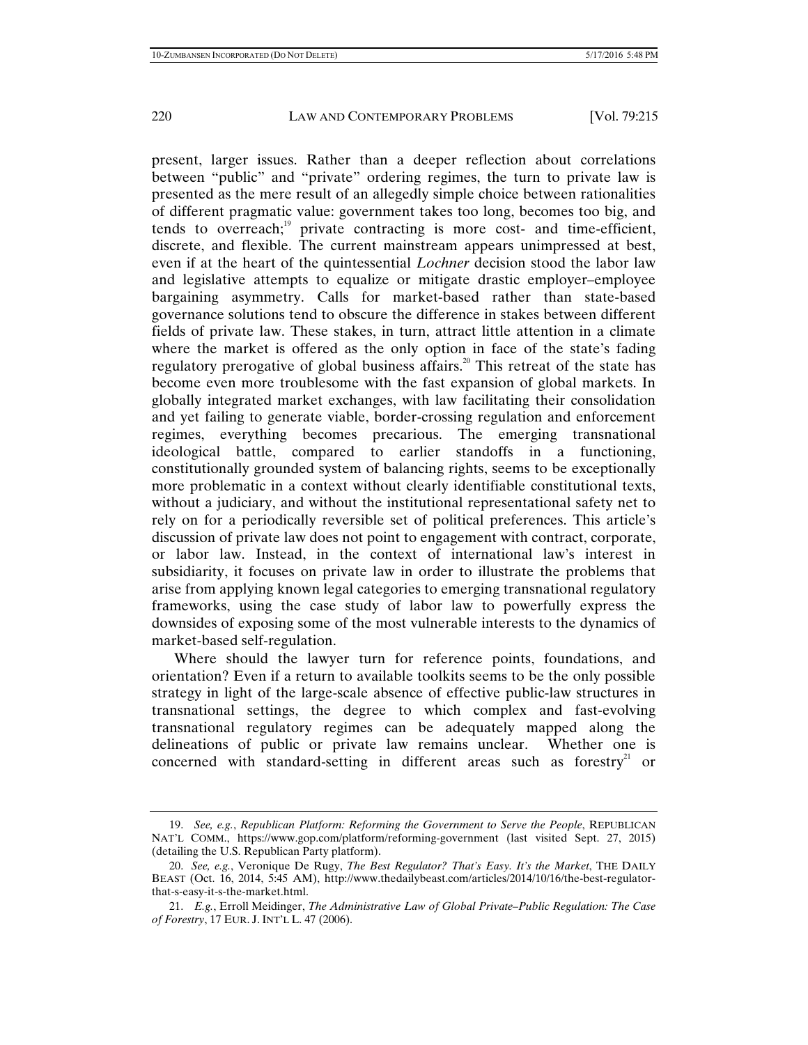present, larger issues. Rather than a deeper reflection about correlations between "public" and "private" ordering regimes, the turn to private law is presented as the mere result of an allegedly simple choice between rationalities of different pragmatic value: government takes too long, becomes too big, and tends to overreach;[19] private contracting is more cost- and time-efficient, discrete, and flexible. The current mainstream appears unimpressed at best, even if at the heart of the quintessential *Lochner* decision stood the labor law and legislative attempts to equalize or mitigate drastic employer–employee bargaining asymmetry. Calls for market-based rather than state-based governance solutions tend to obscure the difference in stakes between different fields of private law. These stakes, in turn, attract little attention in a climate where the market is offered as the only option in face of the state's fading regulatory prerogative of global business affairs.[20] This retreat of the state has become even more troublesome with the fast expansion of global markets. In globally integrated market exchanges, with law facilitating their consolidation and yet failing to generate viable, border-crossing regulation and enforcement regimes, everything becomes precarious. The emerging transnational ideological battle, compared to earlier standoffs in a functioning, constitutionally grounded system of balancing rights, seems to be exceptionally more problematic in a context without clearly identifiable constitutional texts, without a judiciary, and without the institutional representational safety net to rely on for a periodically reversible set of political preferences. This article's discussion of private law does not point to engagement with contract, corporate, or labor law. Instead, in the context of international law's interest in subsidiarity, it focuses on private law in order to illustrate the problems that arise from applying known legal categories to emerging transnational regulatory frameworks, using the case study of labor law to powerfully express the downsides of exposing some of the most vulnerable interests to the dynamics of market-based self-regulation.

Where should the lawyer turn for reference points, foundations, and orientation? Even if a return to available toolkits seems to be the only possible strategy in light of the large-scale absence of effective public-law structures in transnational settings, the degree to which complex and fast-evolving transnational regulatory regimes can be adequately mapped along the delineations of public or private law remains unclear. Whether one is concerned with standard-setting in different areas such as forestry[21] or

---

19. *See, e.g.*, *Republican Platform: Reforming the Government to Serve the People*, REPUBLICAN NAT'L COMM., https://www.gop.com/platform/reforming-government (last visited Sept. 27, 2015) (detailing the U.S. Republican Party platform).

20. *See, e.g.*, Veronique De Rugy, *The Best Regulator? That's Easy. It's the Market*, THE DAILY BEAST (Oct. 16, 2014, 5:45 AM), http://www.thedailybeast.com/articles/2014/10/16/the-best-regulator-that-s-easy-it-s-the-market.html.

21. *E.g.*, Erroll Meidinger, *The Administrative Law of Global Private–Public Regulation: The Case of Forestry*, 17 EUR. J. INT'L L. 47 (2006).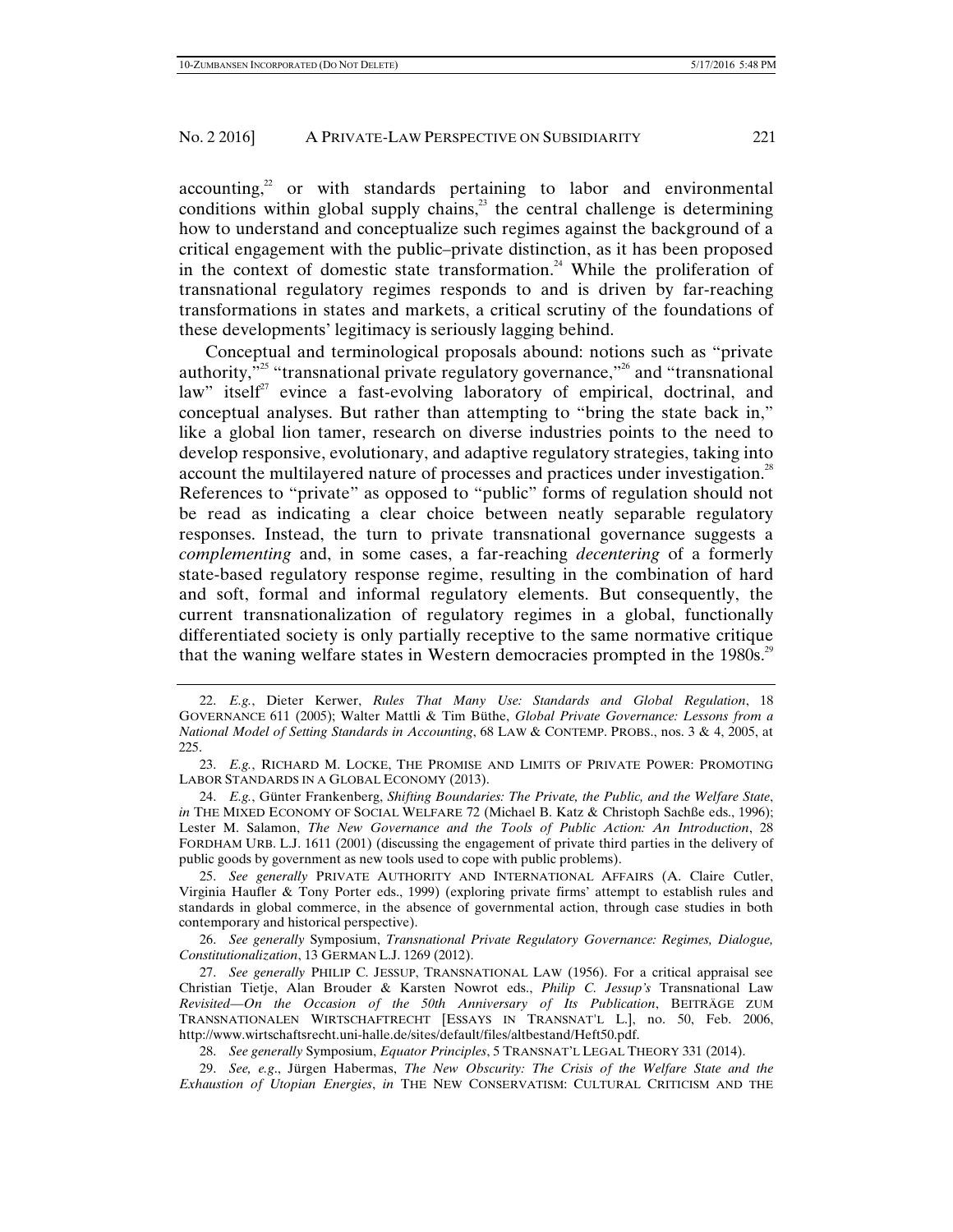accounting,[22] or with standards pertaining to labor and environmental conditions within global supply chains,[23] the central challenge is determining how to understand and conceptualize such regimes against the background of a critical engagement with the public–private distinction, as it has been proposed in the context of domestic state transformation.[24] While the proliferation of transnational regulatory regimes responds to and is driven by far-reaching transformations in states and markets, a critical scrutiny of the foundations of these developments' legitimacy is seriously lagging behind.

Conceptual and terminological proposals abound: notions such as "private authority,"[25] "transnational private regulatory governance,"[26] and "transnational law" itself[27] evince a fast-evolving laboratory of empirical, doctrinal, and conceptual analyses. But rather than attempting to "bring the state back in," like a global lion tamer, research on diverse industries points to the need to develop responsive, evolutionary, and adaptive regulatory strategies, taking into account the multilayered nature of processes and practices under investigation.[28] References to "private" as opposed to "public" forms of regulation should not be read as indicating a clear choice between neatly separable regulatory responses. Instead, the turn to private transnational governance suggests a *complementing* and, in some cases, a far-reaching *decentering* of a formerly state-based regulatory response regime, resulting in the combination of hard and soft, formal and informal regulatory elements. But consequently, the current transnationalization of regulatory regimes in a global, functionally differentiated society is only partially receptive to the same normative critique that the waning welfare states in Western democracies prompted in the 1980s.[29]

---

22. *E.g.*, Dieter Kerwer, *Rules That Many Use: Standards and Global Regulation*, 18 GOVERNANCE 611 (2005); Walter Mattli & Tim Büthe, *Global Private Governance: Lessons from a National Model of Setting Standards in Accounting*, 68 LAW & CONTEMP. PROBS., nos. 3 & 4, 2005, at 225.

23. *E.g.*, RICHARD M. LOCKE, THE PROMISE AND LIMITS OF PRIVATE POWER: PROMOTING LABOR STANDARDS IN A GLOBAL ECONOMY (2013).

24. *E.g.*, Günter Frankenberg, *Shifting Boundaries: The Private, the Public, and the Welfare State*, *in* THE MIXED ECONOMY OF SOCIAL WELFARE 72 (Michael B. Katz & Christoph Sachße eds., 1996); Lester M. Salamon, *The New Governance and the Tools of Public Action: An Introduction*, 28 FORDHAM URB. L.J. 1611 (2001) (discussing the engagement of private third parties in the delivery of public goods by government as new tools used to cope with public problems).

25. *See generally* PRIVATE AUTHORITY AND INTERNATIONAL AFFAIRS (A. Claire Cutler, Virginia Haufler & Tony Porter eds., 1999) (exploring private firms' attempt to establish rules and standards in global commerce, in the absence of governmental action, through case studies in both contemporary and historical perspective).

26. *See generally* Symposium, *Transnational Private Regulatory Governance: Regimes, Dialogue, Constitutionalization*, 13 GERMAN L.J. 1269 (2012).

27. *See generally* PHILIP C. JESSUP, TRANSNATIONAL LAW (1956). For a critical appraisal see Christian Tietje, Alan Brouder & Karsten Nowrot eds., *Philip C. Jessup's* Transnational Law *Revisited—On the Occasion of the 50th Anniversary of Its Publication*, BEITRÄGE ZUM TRANSNATIONALEN WIRTSCHAFTRECHT [ESSAYS IN TRANSNAT'L L.], no. 50, Feb. 2006, http://www.wirtschaftsrecht.uni-halle.de/sites/default/files/altbestand/Heft50.pdf.

28. *See generally* Symposium, *Equator Principles*, 5 TRANSNAT'L LEGAL THEORY 331 (2014).

29. *See, e.g.*, Jürgen Habermas, *The New Obscurity: The Crisis of the Welfare State and the Exhaustion of Utopian Energies*, *in* THE NEW CONSERVATISM: CULTURAL CRITICISM AND THE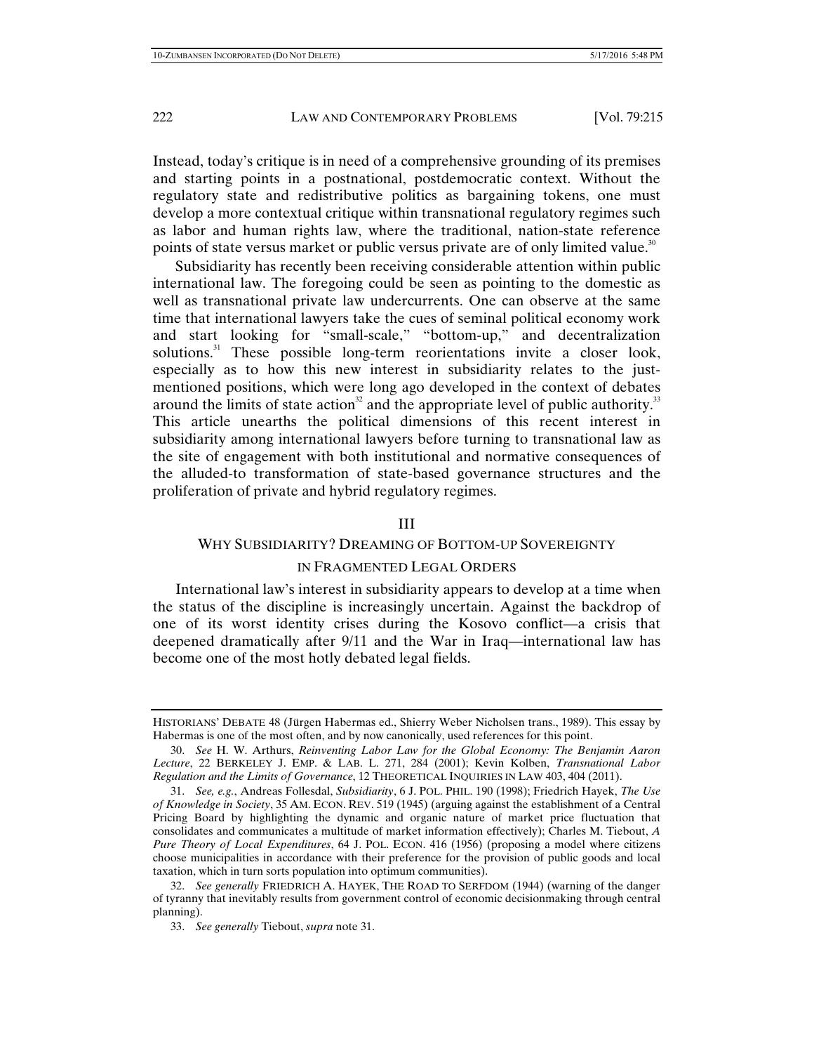Instead, today's critique is in need of a comprehensive grounding of its premises and starting points in a postnational, postdemocratic context. Without the regulatory state and redistributive politics as bargaining tokens, one must develop a more contextual critique within transnational regulatory regimes such as labor and human rights law, where the traditional, nation-state reference points of state versus market or public versus private are of only limited value.[30]

Subsidiarity has recently been receiving considerable attention within public international law. The foregoing could be seen as pointing to the domestic as well as transnational private law undercurrents. One can observe at the same time that international lawyers take the cues of seminal political economy work and start looking for "small-scale," "bottom-up," and decentralization solutions.[31] These possible long-term reorientations invite a closer look, especially as to how this new interest in subsidiarity relates to the just-mentioned positions, which were long ago developed in the context of debates around the limits of state action[32] and the appropriate level of public authority.[33] This article unearths the political dimensions of this recent interest in subsidiarity among international lawyers before turning to transnational law as the site of engagement with both institutional and normative consequences of the alluded-to transformation of state-based governance structures and the proliferation of private and hybrid regulatory regimes.

## III

## WHY SUBSIDIARITY? DREAMING OF BOTTOM-UP SOVEREIGNTY IN FRAGMENTED LEGAL ORDERS

International law's interest in subsidiarity appears to develop at a time when the status of the discipline is increasingly uncertain. Against the backdrop of one of its worst identity crises during the Kosovo conflict—a crisis that deepened dramatically after 9/11 and the War in Iraq—international law has become one of the most hotly debated legal fields.

---

HISTORIANS' DEBATE 48 (Jürgen Habermas ed., Shierry Weber Nicholsen trans., 1989). This essay by Habermas is one of the most often, and by now canonically, used references for this point.

30. *See* H. W. Arthurs, *Reinventing Labor Law for the Global Economy: The Benjamin Aaron Lecture*, 22 BERKELEY J. EMP. & LAB. L. 271, 284 (2001); Kevin Kolben, *Transnational Labor Regulation and the Limits of Governance*, 12 THEORETICAL INQUIRIES IN LAW 403, 404 (2011).

31. *See, e.g.*, Andreas Follesdal, *Subsidiarity*, 6 J. POL. PHIL. 190 (1998); Friedrich Hayek, *The Use of Knowledge in Society*, 35 AM. ECON. REV. 519 (1945) (arguing against the establishment of a Central Pricing Board by highlighting the dynamic and organic nature of market price fluctuation that consolidates and communicates a multitude of market information effectively); Charles M. Tiebout, *A Pure Theory of Local Expenditures*, 64 J. POL. ECON. 416 (1956) (proposing a model where citizens choose municipalities in accordance with their preference for the provision of public goods and local taxation, which in turn sorts population into optimum communities).

32. *See generally* FRIEDRICH A. HAYEK, THE ROAD TO SERFDOM (1944) (warning of the danger of tyranny that inevitably results from government control of economic decisionmaking through central planning).

33. *See generally* Tiebout, *supra* note 31.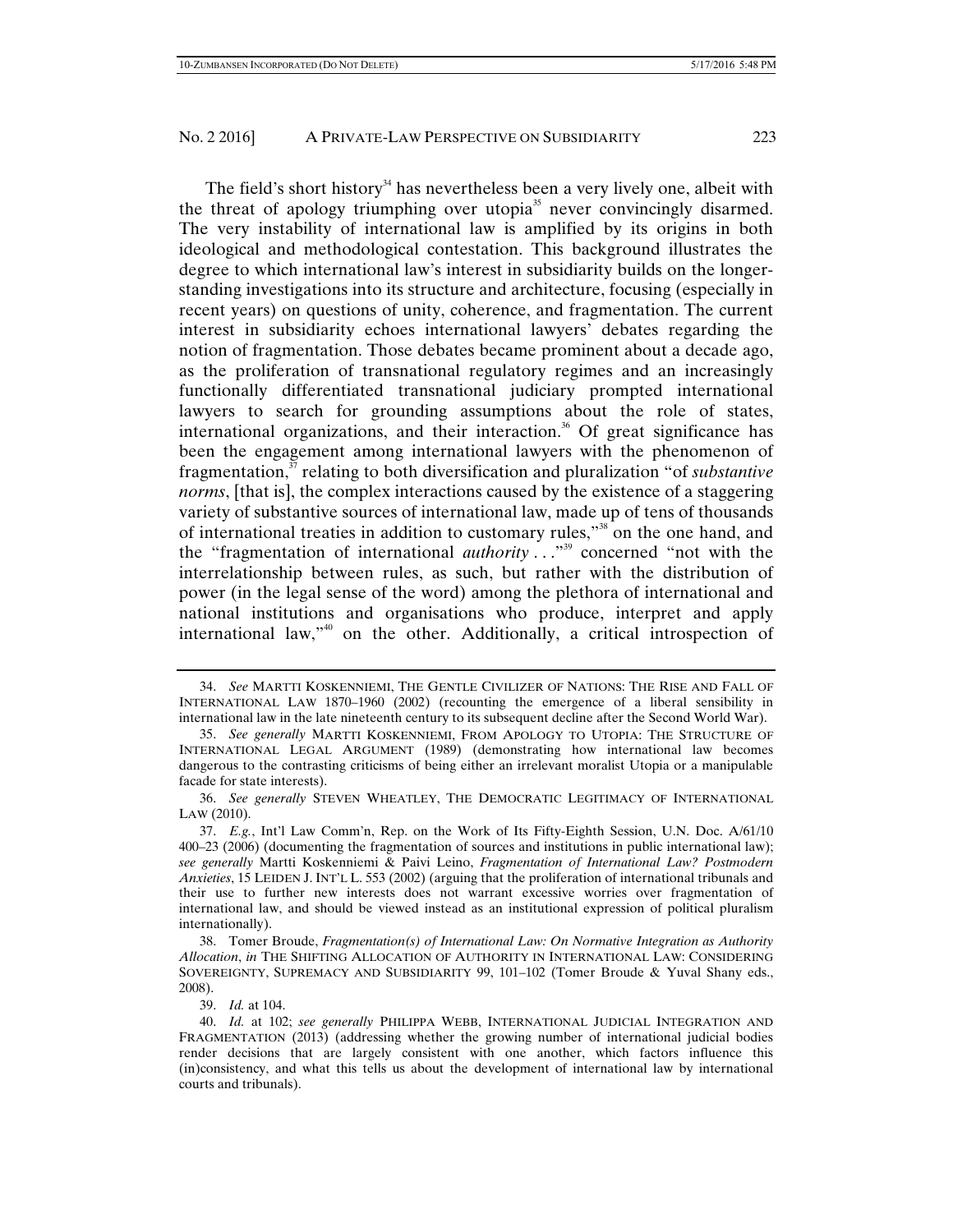The field's short history[34] has nevertheless been a very lively one, albeit with the threat of apology triumphing over utopia[35] never convincingly disarmed. The very instability of international law is amplified by its origins in both ideological and methodological contestation. This background illustrates the degree to which international law's interest in subsidiarity builds on the longer-standing investigations into its structure and architecture, focusing (especially in recent years) on questions of unity, coherence, and fragmentation. The current interest in subsidiarity echoes international lawyers' debates regarding the notion of fragmentation. Those debates became prominent about a decade ago, as the proliferation of transnational regulatory regimes and an increasingly functionally differentiated transnational judiciary prompted international lawyers to search for grounding assumptions about the role of states, international organizations, and their interaction.[36] Of great significance has been the engagement among international lawyers with the phenomenon of fragmentation,[37] relating to both diversification and pluralization "of *substantive norms*, [that is], the complex interactions caused by the existence of a staggering variety of substantive sources of international law, made up of tens of thousands of international treaties in addition to customary rules,"[38] on the one hand, and the "fragmentation of international *authority* . . ."[39] concerned "not with the interrelationship between rules, as such, but rather with the distribution of power (in the legal sense of the word) among the plethora of international and national institutions and organisations who produce, interpret and apply international law,"[40] on the other. Additionally, a critical introspection of

---

34. *See* MARTTI KOSKENNIEMI, THE GENTLE CIVILIZER OF NATIONS: THE RISE AND FALL OF INTERNATIONAL LAW 1870–1960 (2002) (recounting the emergence of a liberal sensibility in international law in the late nineteenth century to its subsequent decline after the Second World War).

35. *See generally* MARTTI KOSKENNIEMI, FROM APOLOGY TO UTOPIA: THE STRUCTURE OF INTERNATIONAL LEGAL ARGUMENT (1989) (demonstrating how international law becomes dangerous to the contrasting criticisms of being either an irrelevant moralist Utopia or a manipulable facade for state interests).

36. *See generally* STEVEN WHEATLEY, THE DEMOCRATIC LEGITIMACY OF INTERNATIONAL LAW (2010).

37. *E.g.*, Int'l Law Comm'n, Rep. on the Work of Its Fifty-Eighth Session, U.N. Doc. A/61/10 400–23 (2006) (documenting the fragmentation of sources and institutions in public international law); *see generally* Martti Koskenniemi & Paivi Leino, *Fragmentation of International Law? Postmodern Anxieties*, 15 LEIDEN J. INT'L L. 553 (2002) (arguing that the proliferation of international tribunals and their use to further new interests does not warrant excessive worries over fragmentation of international law, and should be viewed instead as an institutional expression of political pluralism internationally).

38. Tomer Broude, *Fragmentation(s) of International Law: On Normative Integration as Authority Allocation*, *in* THE SHIFTING ALLOCATION OF AUTHORITY IN INTERNATIONAL LAW: CONSIDERING SOVEREIGNTY, SUPREMACY AND SUBSIDIARITY 99, 101–102 (Tomer Broude & Yuval Shany eds., 2008).

39. *Id.* at 104.

40. *Id.* at 102; *see generally* PHILIPPA WEBB, INTERNATIONAL JUDICIAL INTEGRATION AND FRAGMENTATION (2013) (addressing whether the growing number of international judicial bodies render decisions that are largely consistent with one another, which factors influence this (in)consistency, and what this tells us about the development of international law by international courts and tribunals).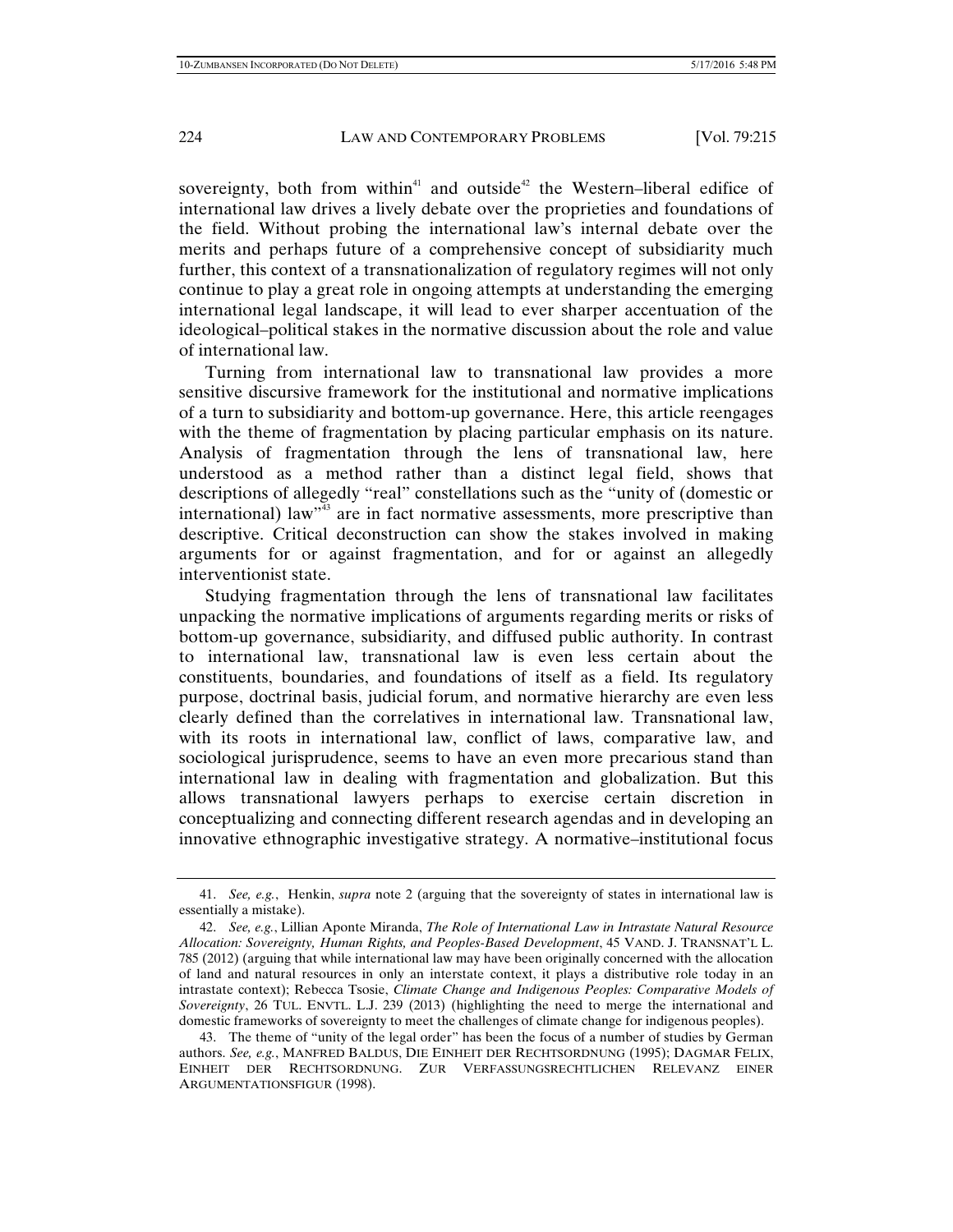sovereignty, both from within[41] and outside[42] the Western–liberal edifice of international law drives a lively debate over the proprieties and foundations of the field. Without probing the international law's internal debate over the merits and perhaps future of a comprehensive concept of subsidiarity much further, this context of a transnationalization of regulatory regimes will not only continue to play a great role in ongoing attempts at understanding the emerging international legal landscape, it will lead to ever sharper accentuation of the ideological–political stakes in the normative discussion about the role and value of international law.

Turning from international law to transnational law provides a more sensitive discursive framework for the institutional and normative implications of a turn to subsidiarity and bottom-up governance. Here, this article reengages with the theme of fragmentation by placing particular emphasis on its nature. Analysis of fragmentation through the lens of transnational law, here understood as a method rather than a distinct legal field, shows that descriptions of allegedly "real" constellations such as the "unity of (domestic or international) law"[43] are in fact normative assessments, more prescriptive than descriptive. Critical deconstruction can show the stakes involved in making arguments for or against fragmentation, and for or against an allegedly interventionist state.

Studying fragmentation through the lens of transnational law facilitates unpacking the normative implications of arguments regarding merits or risks of bottom-up governance, subsidiarity, and diffused public authority. In contrast to international law, transnational law is even less certain about the constituents, boundaries, and foundations of itself as a field. Its regulatory purpose, doctrinal basis, judicial forum, and normative hierarchy are even less clearly defined than the correlatives in international law. Transnational law, with its roots in international law, conflict of laws, comparative law, and sociological jurisprudence, seems to have an even more precarious stand than international law in dealing with fragmentation and globalization. But this allows transnational lawyers perhaps to exercise certain discretion in conceptualizing and connecting different research agendas and in developing an innovative ethnographic investigative strategy. A normative–institutional focus

---

41. *See, e.g.*, Henkin, *supra* note 2 (arguing that the sovereignty of states in international law is essentially a mistake).

42. *See, e.g.*, Lillian Aponte Miranda, *The Role of International Law in Intrastate Natural Resource Allocation: Sovereignty, Human Rights, and Peoples-Based Development*, 45 VAND. J. TRANSNAT'L L. 785 (2012) (arguing that while international law may have been originally concerned with the allocation of land and natural resources in only an interstate context, it plays a distributive role today in an intrastate context); Rebecca Tsosie, *Climate Change and Indigenous Peoples: Comparative Models of Sovereignty*, 26 TUL. ENVTL. L.J. 239 (2013) (highlighting the need to merge the international and domestic frameworks of sovereignty to meet the challenges of climate change for indigenous peoples).

43. The theme of "unity of the legal order" has been the focus of a number of studies by German authors. *See, e.g.*, MANFRED BALDUS, DIE EINHEIT DER RECHTSORDNUNG (1995); DAGMAR FELIX, EINHEIT DER RECHTSORDNUNG. ZUR VERFASSUNGSRECHTLICHEN RELEVANZ EINER ARGUMENTATIONSFIGUR (1998).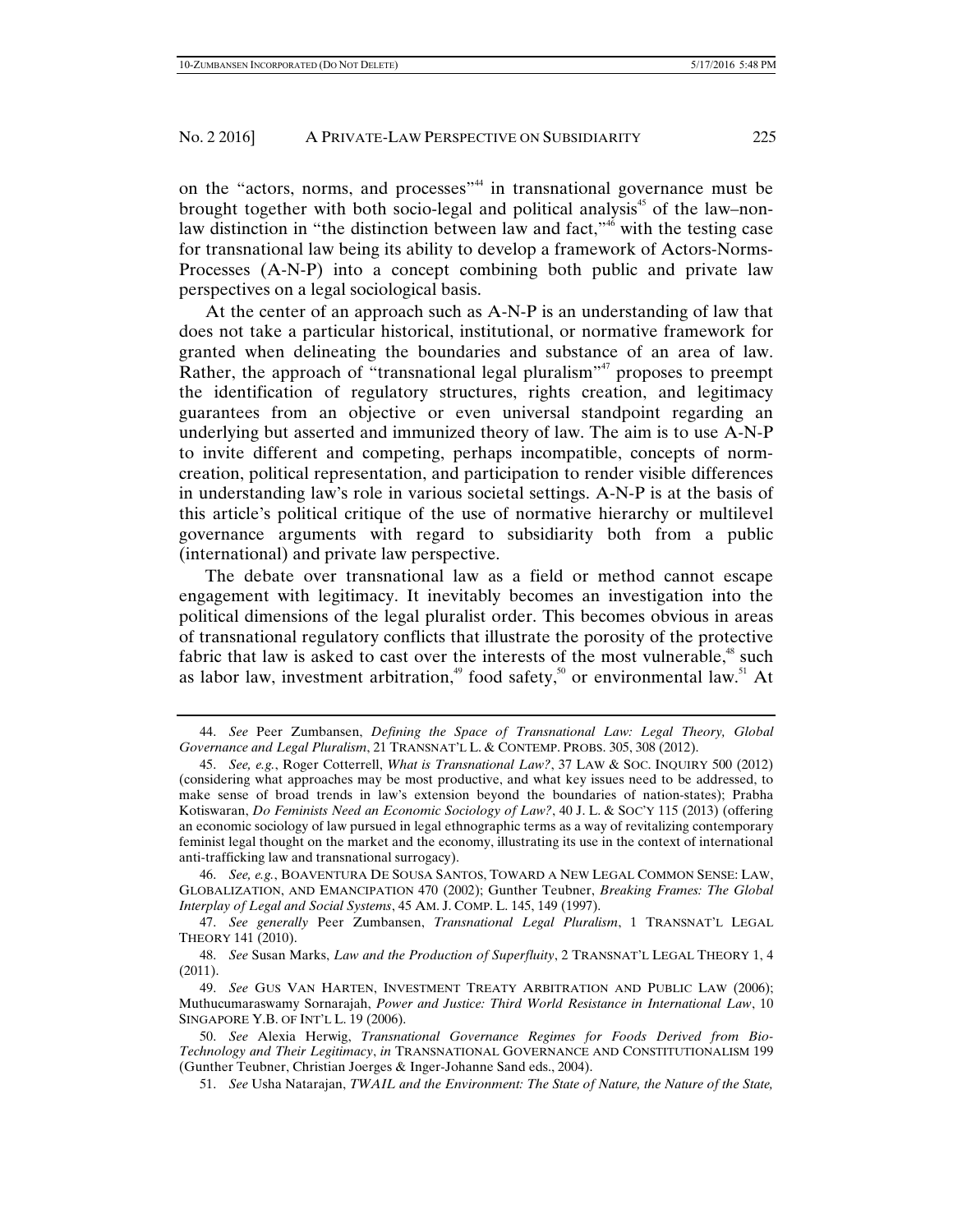on the "actors, norms, and processes"[44] in transnational governance must be brought together with both socio-legal and political analysis[45] of the law–non-law distinction in "the distinction between law and fact,"[46] with the testing case for transnational law being its ability to develop a framework of Actors-Norms-Processes (A-N-P) into a concept combining both public and private law perspectives on a legal sociological basis.

At the center of an approach such as A-N-P is an understanding of law that does not take a particular historical, institutional, or normative framework for granted when delineating the boundaries and substance of an area of law. Rather, the approach of "transnational legal pluralism"[47] proposes to preempt the identification of regulatory structures, rights creation, and legitimacy guarantees from an objective or even universal standpoint regarding an underlying but asserted and immunized theory of law. The aim is to use A-N-P to invite different and competing, perhaps incompatible, concepts of norm-creation, political representation, and participation to render visible differences in understanding law's role in various societal settings. A-N-P is at the basis of this article's political critique of the use of normative hierarchy or multilevel governance arguments with regard to subsidiarity both from a public (international) and private law perspective.

The debate over transnational law as a field or method cannot escape engagement with legitimacy. It inevitably becomes an investigation into the political dimensions of the legal pluralist order. This becomes obvious in areas of transnational regulatory conflicts that illustrate the porosity of the protective fabric that law is asked to cast over the interests of the most vulnerable,[48] such as labor law, investment arbitration,[49] food safety,[50] or environmental law.[51] At

---

44. *See* Peer Zumbansen, *Defining the Space of Transnational Law: Legal Theory, Global Governance and Legal Pluralism*, 21 TRANSNAT'L L. & CONTEMP. PROBS. 305, 308 (2012).

45. *See, e.g.*, Roger Cotterrell, *What is Transnational Law?*, 37 LAW & SOC. INQUIRY 500 (2012) (considering what approaches may be most productive, and what key issues need to be addressed, to make sense of broad trends in law's extension beyond the boundaries of nation-states); Prabha Kotiswaran, *Do Feminists Need an Economic Sociology of Law?*, 40 J. L. & SOC'Y 115 (2013) (offering an economic sociology of law pursued in legal ethnographic terms as a way of revitalizing contemporary feminist legal thought on the market and the economy, illustrating its use in the context of international anti-trafficking law and transnational surrogacy).

46. *See, e.g.*, BOAVENTURA DE SOUSA SANTOS, TOWARD A NEW LEGAL COMMON SENSE: LAW, GLOBALIZATION, AND EMANCIPATION 470 (2002); Gunther Teubner, *Breaking Frames: The Global Interplay of Legal and Social Systems*, 45 AM. J. COMP. L. 145, 149 (1997).

47. *See generally* Peer Zumbansen, *Transnational Legal Pluralism*, 1 TRANSNAT'L LEGAL THEORY 141 (2010).

48. *See* Susan Marks, *Law and the Production of Superfluity*, 2 TRANSNAT'L LEGAL THEORY 1, 4 (2011).

49. *See* GUS VAN HARTEN, INVESTMENT TREATY ARBITRATION AND PUBLIC LAW (2006); Muthucumaraswamy Sornarajah, *Power and Justice: Third World Resistance in International Law*, 10 SINGAPORE Y.B. OF INT'L L. 19 (2006).

50. *See* Alexia Herwig, *Transnational Governance Regimes for Foods Derived from Bio-Technology and Their Legitimacy*, *in* TRANSNATIONAL GOVERNANCE AND CONSTITUTIONALISM 199 (Gunther Teubner, Christian Joerges & Inger-Johanne Sand eds., 2004).

51. *See* Usha Natarajan, *TWAIL and the Environment: The State of Nature, the Nature of the State,*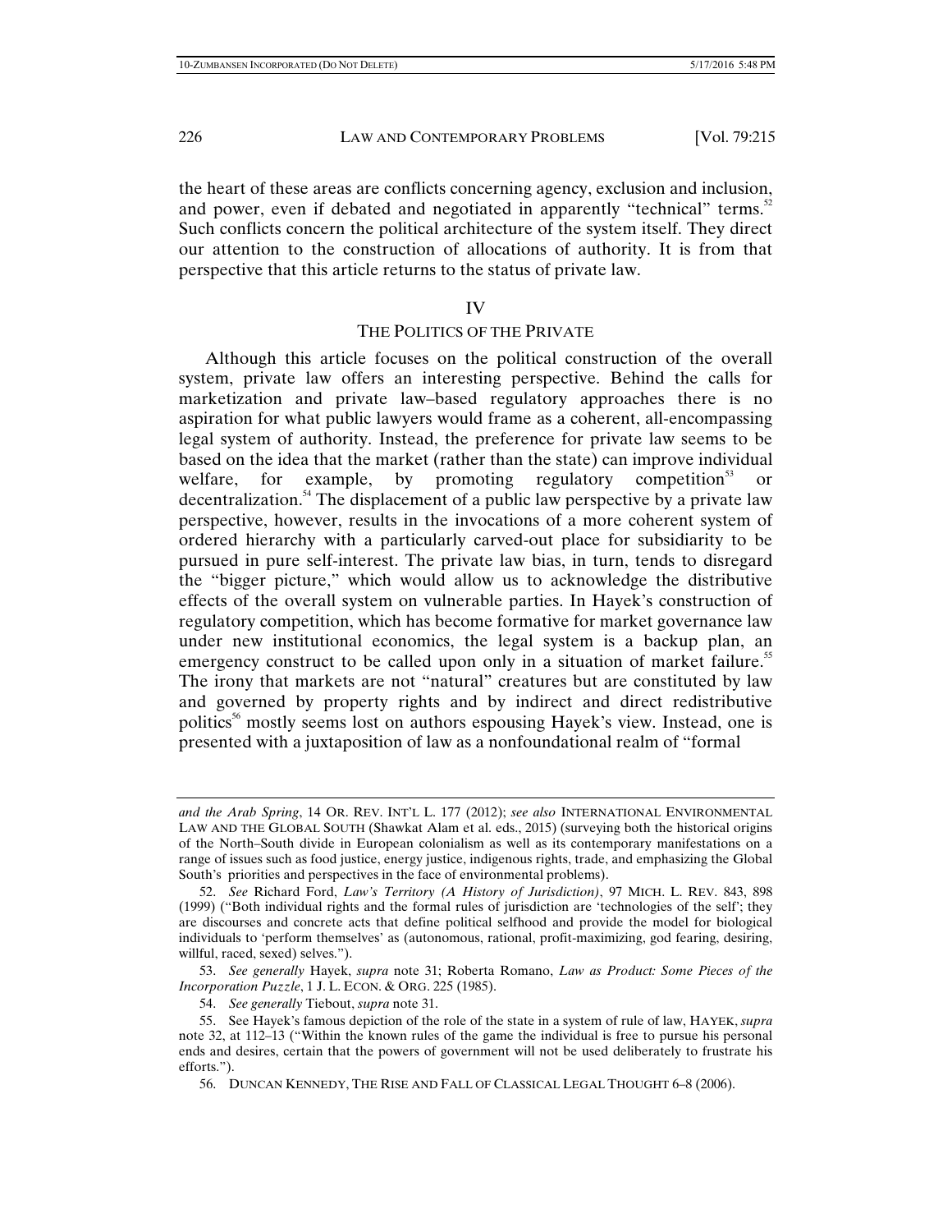the heart of these areas are conflicts concerning agency, exclusion and inclusion, and power, even if debated and negotiated in apparently "technical" terms.[52] Such conflicts concern the political architecture of the system itself. They direct our attention to the construction of allocations of authority. It is from that perspective that this article returns to the status of private law.

## IV

## THE POLITICS OF THE PRIVATE

Although this article focuses on the political construction of the overall system, private law offers an interesting perspective. Behind the calls for marketization and private law–based regulatory approaches there is no aspiration for what public lawyers would frame as a coherent, all-encompassing legal system of authority. Instead, the preference for private law seems to be based on the idea that the market (rather than the state) can improve individual welfare, for example, by promoting regulatory competition[53] or decentralization.[54] The displacement of a public law perspective by a private law perspective, however, results in the invocations of a more coherent system of ordered hierarchy with a particularly carved-out place for subsidiarity to be pursued in pure self-interest. The private law bias, in turn, tends to disregard the "bigger picture," which would allow us to acknowledge the distributive effects of the overall system on vulnerable parties. In Hayek's construction of regulatory competition, which has become formative for market governance law under new institutional economics, the legal system is a backup plan, an emergency construct to be called upon only in a situation of market failure.[55] The irony that markets are not "natural" creatures but are constituted by law and governed by property rights and by indirect and direct redistributive politics[56] mostly seems lost on authors espousing Hayek's view. Instead, one is presented with a juxtaposition of law as a nonfoundational realm of "formal

---

*and the Arab Spring*, 14 OR. REV. INT'L L. 177 (2012); *see also* INTERNATIONAL ENVIRONMENTAL LAW AND THE GLOBAL SOUTH (Shawkat Alam et al. eds., 2015) (surveying both the historical origins of the North–South divide in European colonialism as well as its contemporary manifestations on a range of issues such as food justice, energy justice, indigenous rights, trade, and emphasizing the Global South's priorities and perspectives in the face of environmental problems).

52. *See* Richard Ford, *Law's Territory (A History of Jurisdiction)*, 97 MICH. L. REV. 843, 898 (1999) ("Both individual rights and the formal rules of jurisdiction are 'technologies of the self'; they are discourses and concrete acts that define political selfhood and provide the model for biological individuals to 'perform themselves' as (autonomous, rational, profit-maximizing, god fearing, desiring, willful, raced, sexed) selves.").

53. *See generally* Hayek, *supra* note 31; Roberta Romano, *Law as Product: Some Pieces of the Incorporation Puzzle*, 1 J. L. ECON. & ORG. 225 (1985).

54. *See generally* Tiebout, *supra* note 31.

55. See Hayek's famous depiction of the role of the state in a system of rule of law, HAYEK, *supra* note 32, at 112–13 ("Within the known rules of the game the individual is free to pursue his personal ends and desires, certain that the powers of government will not be used deliberately to frustrate his efforts.").

56. DUNCAN KENNEDY, THE RISE AND FALL OF CLASSICAL LEGAL THOUGHT 6–8 (2006).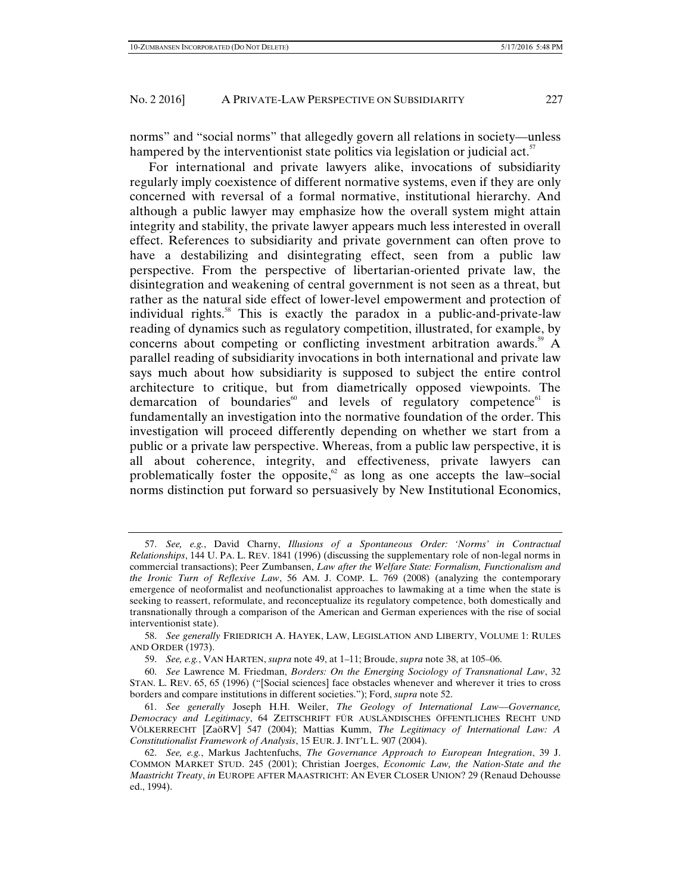norms" and "social norms" that allegedly govern all relations in society—unless hampered by the interventionist state politics via legislation or judicial act.[57]

For international and private lawyers alike, invocations of subsidiarity regularly imply coexistence of different normative systems, even if they are only concerned with reversal of a formal normative, institutional hierarchy. And although a public lawyer may emphasize how the overall system might attain integrity and stability, the private lawyer appears much less interested in overall effect. References to subsidiarity and private government can often prove to have a destabilizing and disintegrating effect, seen from a public law perspective. From the perspective of libertarian-oriented private law, the disintegration and weakening of central government is not seen as a threat, but rather as the natural side effect of lower-level empowerment and protection of individual rights.[58] This is exactly the paradox in a public-and-private-law reading of dynamics such as regulatory competition, illustrated, for example, by concerns about competing or conflicting investment arbitration awards.[59] A parallel reading of subsidiarity invocations in both international and private law says much about how subsidiarity is supposed to subject the entire control architecture to critique, but from diametrically opposed viewpoints. The demarcation of boundaries[60] and levels of regulatory competence[61] is fundamentally an investigation into the normative foundation of the order. This investigation will proceed differently depending on whether we start from a public or a private law perspective. Whereas, from a public law perspective, it is all about coherence, integrity, and effectiveness, private lawyers can problematically foster the opposite,[62] as long as one accepts the law–social norms distinction put forward so persuasively by New Institutional Economics,

---

57. *See, e.g.*, David Charny, *Illusions of a Spontaneous Order: 'Norms' in Contractual Relationships*, 144 U. PA. L. REV. 1841 (1996) (discussing the supplementary role of non-legal norms in commercial transactions); Peer Zumbansen, *Law after the Welfare State: Formalism, Functionalism and the Ironic Turn of Reflexive Law*, 56 AM. J. COMP. L. 769 (2008) (analyzing the contemporary emergence of neoformalist and neofunctionalist approaches to lawmaking at a time when the state is seeking to reassert, reformulate, and reconceptualize its regulatory competence, both domestically and transnationally through a comparison of the American and German experiences with the rise of social interventionist state).

58. *See generally* FRIEDRICH A. HAYEK, LAW, LEGISLATION AND LIBERTY, VOLUME 1: RULES AND ORDER (1973).

59. *See, e.g.*, VAN HARTEN, *supra* note 49, at 1–11; Broude, *supra* note 38, at 105–06.

60. *See* Lawrence M. Friedman, *Borders: On the Emerging Sociology of Transnational Law*, 32 STAN. L. REV. 65, 65 (1996) ("[Social sciences] face obstacles whenever and wherever it tries to cross borders and compare institutions in different societies."); Ford, *supra* note 52.

61. *See generally* Joseph H.H. Weiler, *The Geology of International Law—Governance, Democracy and Legitimacy*, 64 ZEITSCHRIFT FÜR AUSLÄNDISCHES ÖFFENTLICHES RECHT UND VÖLKERRECHT [ZaöRV] 547 (2004); Mattias Kumm, *The Legitimacy of International Law: A Constitutionalist Framework of Analysis*, 15 EUR. J. INT'L L. 907 (2004).

62. *See, e.g.*, Markus Jachtenfuchs, *The Governance Approach to European Integration*, 39 J. COMMON MARKET STUD. 245 (2001); Christian Joerges, *Economic Law, the Nation-State and the Maastricht Treaty*, *in* EUROPE AFTER MAASTRICHT: AN EVER CLOSER UNION? 29 (Renaud Dehousse ed., 1994).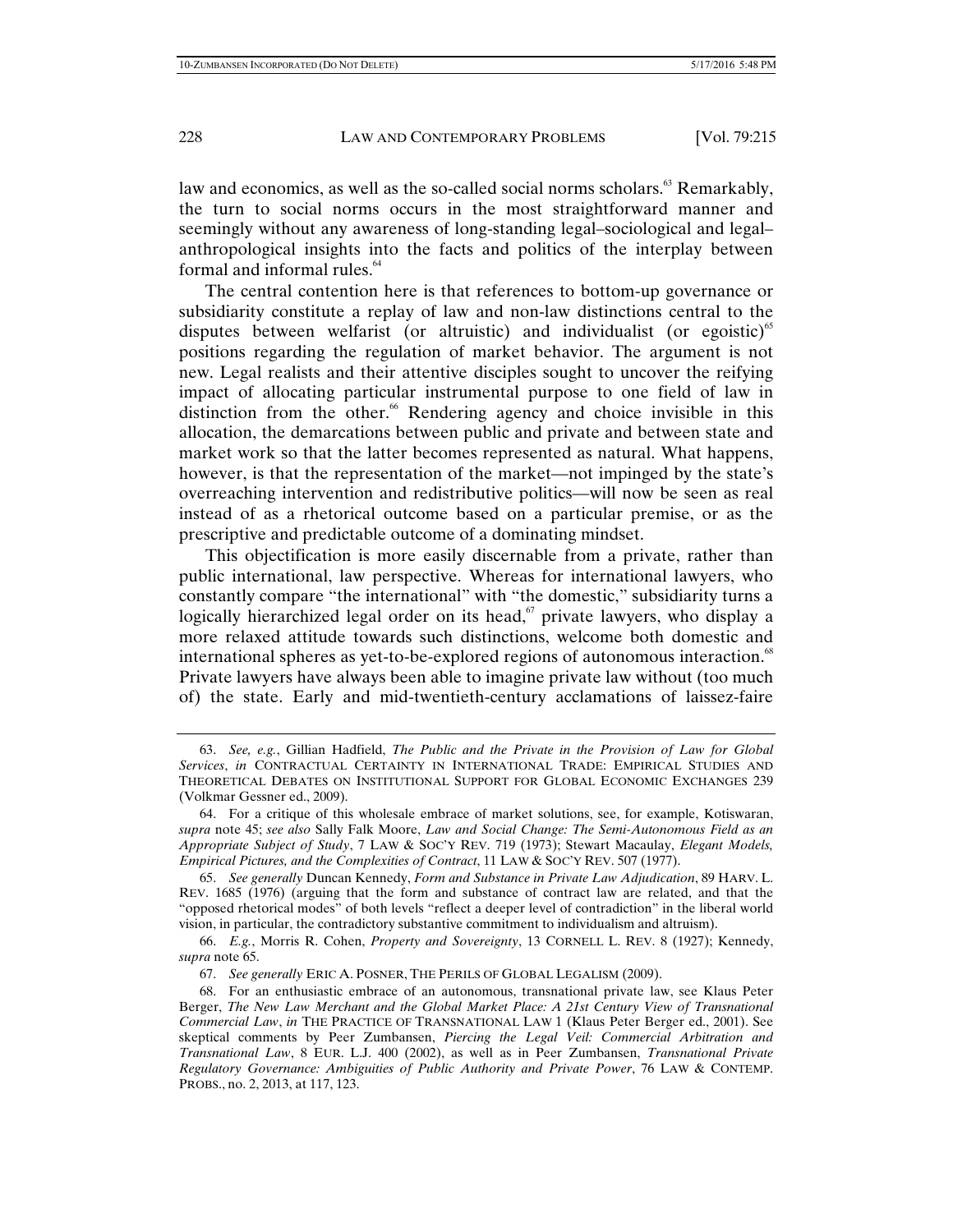law and economics, as well as the so-called social norms scholars.[63] Remarkably, the turn to social norms occurs in the most straightforward manner and seemingly without any awareness of long-standing legal–sociological and legal–anthropological insights into the facts and politics of the interplay between formal and informal rules.[64]

The central contention here is that references to bottom-up governance or subsidiarity constitute a replay of law and non-law distinctions central to the disputes between welfarist (or altruistic) and individualist (or egoistic)[65] positions regarding the regulation of market behavior. The argument is not new. Legal realists and their attentive disciples sought to uncover the reifying impact of allocating particular instrumental purpose to one field of law in distinction from the other.[66] Rendering agency and choice invisible in this allocation, the demarcations between public and private and between state and market work so that the latter becomes represented as natural. What happens, however, is that the representation of the market—not impinged by the state's overreaching intervention and redistributive politics—will now be seen as real instead of as a rhetorical outcome based on a particular premise, or as the prescriptive and predictable outcome of a dominating mindset.

This objectification is more easily discernable from a private, rather than public international, law perspective. Whereas for international lawyers, who constantly compare "the international" with "the domestic," subsidiarity turns a logically hierarchized legal order on its head,[67] private lawyers, who display a more relaxed attitude towards such distinctions, welcome both domestic and international spheres as yet-to-be-explored regions of autonomous interaction.[68] Private lawyers have always been able to imagine private law without (too much of) the state. Early and mid-twentieth-century acclamations of laissez-faire

---

63. *See, e.g.*, Gillian Hadfield, *The Public and the Private in the Provision of Law for Global Services*, *in* CONTRACTUAL CERTAINTY IN INTERNATIONAL TRADE: EMPIRICAL STUDIES AND THEORETICAL DEBATES ON INSTITUTIONAL SUPPORT FOR GLOBAL ECONOMIC EXCHANGES 239 (Volkmar Gessner ed., 2009).

64. For a critique of this wholesale embrace of market solutions, see, for example, Kotiswaran, *supra* note 45; *see also* Sally Falk Moore, *Law and Social Change: The Semi-Autonomous Field as an Appropriate Subject of Study*, 7 LAW & SOC'Y REV. 719 (1973); Stewart Macaulay, *Elegant Models, Empirical Pictures, and the Complexities of Contract*, 11 LAW & SOC'Y REV. 507 (1977).

65. *See generally* Duncan Kennedy, *Form and Substance in Private Law Adjudication*, 89 HARV. L. REV. 1685 (1976) (arguing that the form and substance of contract law are related, and that the "opposed rhetorical modes" of both levels "reflect a deeper level of contradiction" in the liberal world vision, in particular, the contradictory substantive commitment to individualism and altruism).

66. *E.g.*, Morris R. Cohen, *Property and Sovereignty*, 13 CORNELL L. REV. 8 (1927); Kennedy, *supra* note 65.

67. *See generally* ERIC A. POSNER, THE PERILS OF GLOBAL LEGALISM (2009).

68. For an enthusiastic embrace of an autonomous, transnational private law, see Klaus Peter Berger, *The New Law Merchant and the Global Market Place: A 21st Century View of Transnational Commercial Law*, *in* THE PRACTICE OF TRANSNATIONAL LAW 1 (Klaus Peter Berger ed., 2001). See skeptical comments by Peer Zumbansen, *Piercing the Legal Veil: Commercial Arbitration and Transnational Law*, 8 EUR. L.J. 400 (2002), as well as in Peer Zumbansen, *Transnational Private Regulatory Governance: Ambiguities of Public Authority and Private Power*, 76 LAW & CONTEMP. PROBS., no. 2, 2013, at 117, 123.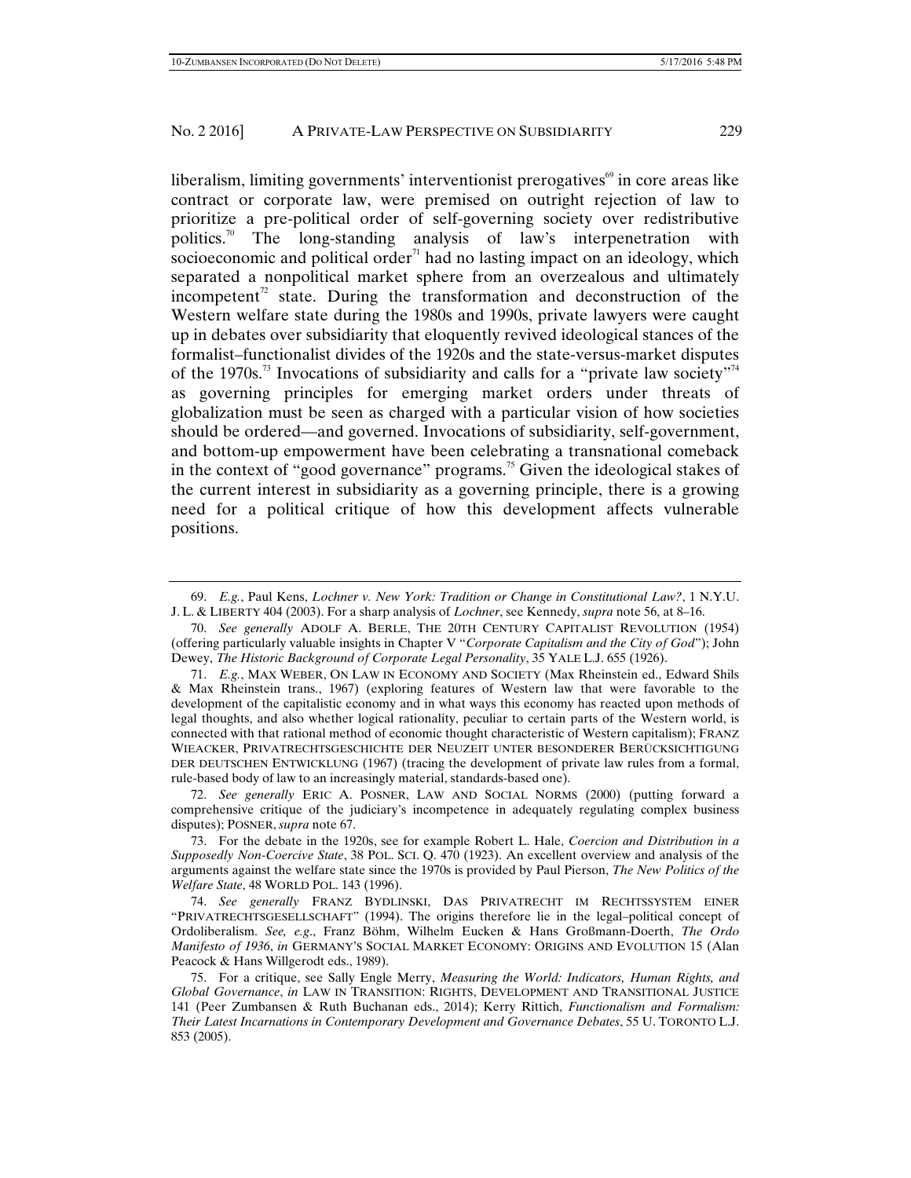liberalism, limiting governments' interventionist prerogatives[69] in core areas like contract or corporate law, were premised on outright rejection of law to prioritize a pre-political order of self-governing society over redistributive politics.[70] The long-standing analysis of law's interpenetration with socioeconomic and political order[71] had no lasting impact on an ideology, which separated a nonpolitical market sphere from an overzealous and ultimately incompetent[72] state. During the transformation and deconstruction of the Western welfare state during the 1980s and 1990s, private lawyers were caught up in debates over subsidiarity that eloquently revived ideological stances of the formalist–functionalist divides of the 1920s and the state-versus-market disputes of the 1970s.[73] Invocations of subsidiarity and calls for a "private law society"[74] as governing principles for emerging market orders under threats of globalization must be seen as charged with a particular vision of how societies should be ordered—and governed. Invocations of subsidiarity, self-government, and bottom-up empowerment have been celebrating a transnational comeback in the context of "good governance" programs.[75] Given the ideological stakes of the current interest in subsidiarity as a governing principle, there is a growing need for a political critique of how this development affects vulnerable positions.

---

69. *E.g.*, Paul Kens, *Lochner v. New York: Tradition or Change in Constitutional Law?*, 1 N.Y.U. J. L. & LIBERTY 404 (2003). For a sharp analysis of *Lochner*, see Kennedy, *supra* note 56, at 8–16.

70. *See generally* ADOLF A. BERLE, THE 20TH CENTURY CAPITALIST REVOLUTION (1954) (offering particularly valuable insights in Chapter V "*Corporate Capitalism and the City of God*"); John Dewey, *The Historic Background of Corporate Legal Personality*, 35 YALE L.J. 655 (1926).

71. *E.g.*, MAX WEBER, ON LAW IN ECONOMY AND SOCIETY (Max Rheinstein ed., Edward Shils & Max Rheinstein trans., 1967) (exploring features of Western law that were favorable to the development of the capitalistic economy and in what ways this economy has reacted upon methods of legal thoughts, and also whether logical rationality, peculiar to certain parts of the Western world, is connected with that rational method of economic thought characteristic of Western capitalism); FRANZ WIEACKER, PRIVATRECHTSGESCHICHTE DER NEUZEIT UNTER BESONDERER BERÜCKSICHTIGUNG DER DEUTSCHEN ENTWICKLUNG (1967) (tracing the development of private law rules from a formal, rule-based body of law to an increasingly material, standards-based one).

72. *See generally* ERIC A. POSNER, LAW AND SOCIAL NORMS (2000) (putting forward a comprehensive critique of the judiciary's incompetence in adequately regulating complex business disputes); POSNER, *supra* note 67.

73. For the debate in the 1920s, see for example Robert L. Hale, *Coercion and Distribution in a Supposedly Non-Coercive State*, 38 POL. SCI. Q. 470 (1923). An excellent overview and analysis of the arguments against the welfare state since the 1970s is provided by Paul Pierson, *The New Politics of the Welfare State*, 48 WORLD POL. 143 (1996).

74. *See generally* FRANZ BYDLINSKI, DAS PRIVATRECHT IM RECHTSSYSTEM EINER "PRIVATRECHTSGESELLSCHAFT" (1994). The origins therefore lie in the legal–political concept of Ordoliberalism. *See, e.g.*, Franz Böhm, Wilhelm Eucken & Hans Großmann-Doerth, *The Ordo Manifesto of 1936*, *in* GERMANY'S SOCIAL MARKET ECONOMY: ORIGINS AND EVOLUTION 15 (Alan Peacock & Hans Willgerodt eds., 1989).

75. For a critique, see Sally Engle Merry, *Measuring the World: Indicators, Human Rights, and Global Governance*, *in* LAW IN TRANSITION: RIGHTS, DEVELOPMENT AND TRANSITIONAL JUSTICE 141 (Peer Zumbansen & Ruth Buchanan eds., 2014); Kerry Rittich, *Functionalism and Formalism: Their Latest Incarnations in Contemporary Development and Governance Debates*, 55 U. TORONTO L.J. 853 (2005).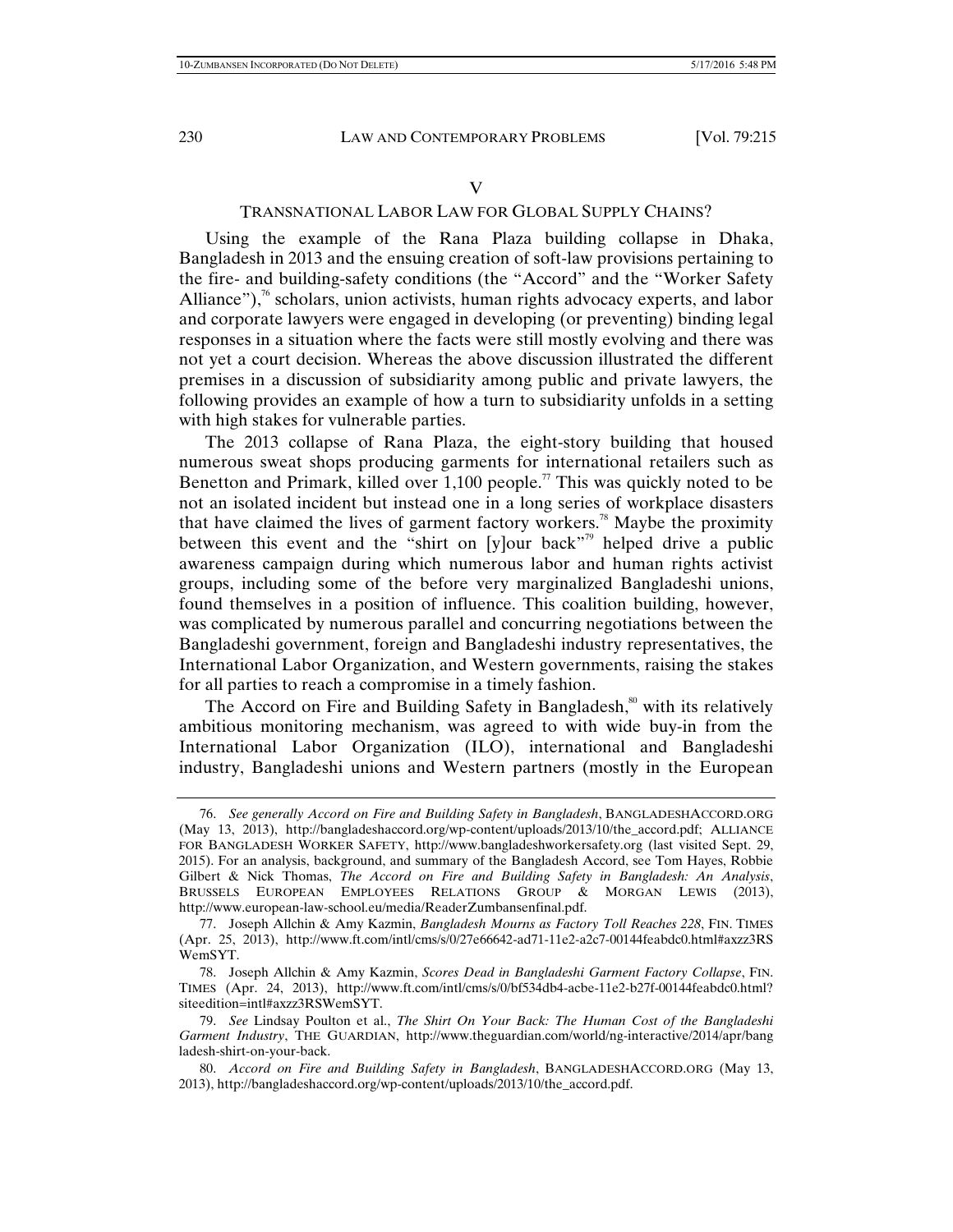## V

## TRANSNATIONAL LABOR LAW FOR GLOBAL SUPPLY CHAINS?

Using the example of the Rana Plaza building collapse in Dhaka, Bangladesh in 2013 and the ensuing creation of soft-law provisions pertaining to the fire- and building-safety conditions (the "Accord" and the "Worker Safety Alliance"),[76] scholars, union activists, human rights advocacy experts, and labor and corporate lawyers were engaged in developing (or preventing) binding legal responses in a situation where the facts were still mostly evolving and there was not yet a court decision. Whereas the above discussion illustrated the different premises in a discussion of subsidiarity among public and private lawyers, the following provides an example of how a turn to subsidiarity unfolds in a setting with high stakes for vulnerable parties.

The 2013 collapse of Rana Plaza, the eight-story building that housed numerous sweat shops producing garments for international retailers such as Benetton and Primark, killed over 1,100 people.[77] This was quickly noted to be not an isolated incident but instead one in a long series of workplace disasters that have claimed the lives of garment factory workers.[78] Maybe the proximity between this event and the "shirt on [y]our back"[79] helped drive a public awareness campaign during which numerous labor and human rights activist groups, including some of the before very marginalized Bangladeshi unions, found themselves in a position of influence. This coalition building, however, was complicated by numerous parallel and concurring negotiations between the Bangladeshi government, foreign and Bangladeshi industry representatives, the International Labor Organization, and Western governments, raising the stakes for all parties to reach a compromise in a timely fashion.

The Accord on Fire and Building Safety in Bangladesh,[80] with its relatively ambitious monitoring mechanism, was agreed to with wide buy-in from the International Labor Organization (ILO), international and Bangladeshi industry, Bangladeshi unions and Western partners (mostly in the European

---

76. *See generally Accord on Fire and Building Safety in Bangladesh*, BANGLADESHACCORD.ORG (May 13, 2013), http://bangladeshaccord.org/wp-content/uploads/2013/10/the_accord.pdf; ALLIANCE FOR BANGLADESH WORKER SAFETY, http://www.bangladeshworkersafety.org (last visited Sept. 29, 2015). For an analysis, background, and summary of the Bangladesh Accord, see Tom Hayes, Robbie Gilbert & Nick Thomas, *The Accord on Fire and Building Safety in Bangladesh: An Analysis*, BRUSSELS EUROPEAN EMPLOYEES RELATIONS GROUP & MORGAN LEWIS (2013), http://www.european-law-school.eu/media/ReaderZumbansenfinal.pdf.

77. Joseph Allchin & Amy Kazmin, *Bangladesh Mourns as Factory Toll Reaches 228*, FIN. TIMES (Apr. 25, 2013), http://www.ft.com/intl/cms/s/0/27e66642-ad71-11e2-a2c7-00144feabdc0.html#axzz3RSWemSYT.

78. Joseph Allchin & Amy Kazmin, *Scores Dead in Bangladeshi Garment Factory Collapse*, FIN. TIMES (Apr. 24, 2013), http://www.ft.com/intl/cms/s/0/bf534db4-acbe-11e2-b27f-00144feabdc0.html?siteedition=intl#axzz3RSWemSYT.

79. *See* Lindsay Poulton et al., *The Shirt On Your Back: The Human Cost of the Bangladeshi Garment Industry*, THE GUARDIAN, http://www.theguardian.com/world/ng-interactive/2014/apr/bangladesh-shirt-on-your-back.

80. *Accord on Fire and Building Safety in Bangladesh*, BANGLADESHACCORD.ORG (May 13, 2013), http://bangladeshaccord.org/wp-content/uploads/2013/10/the_accord.pdf.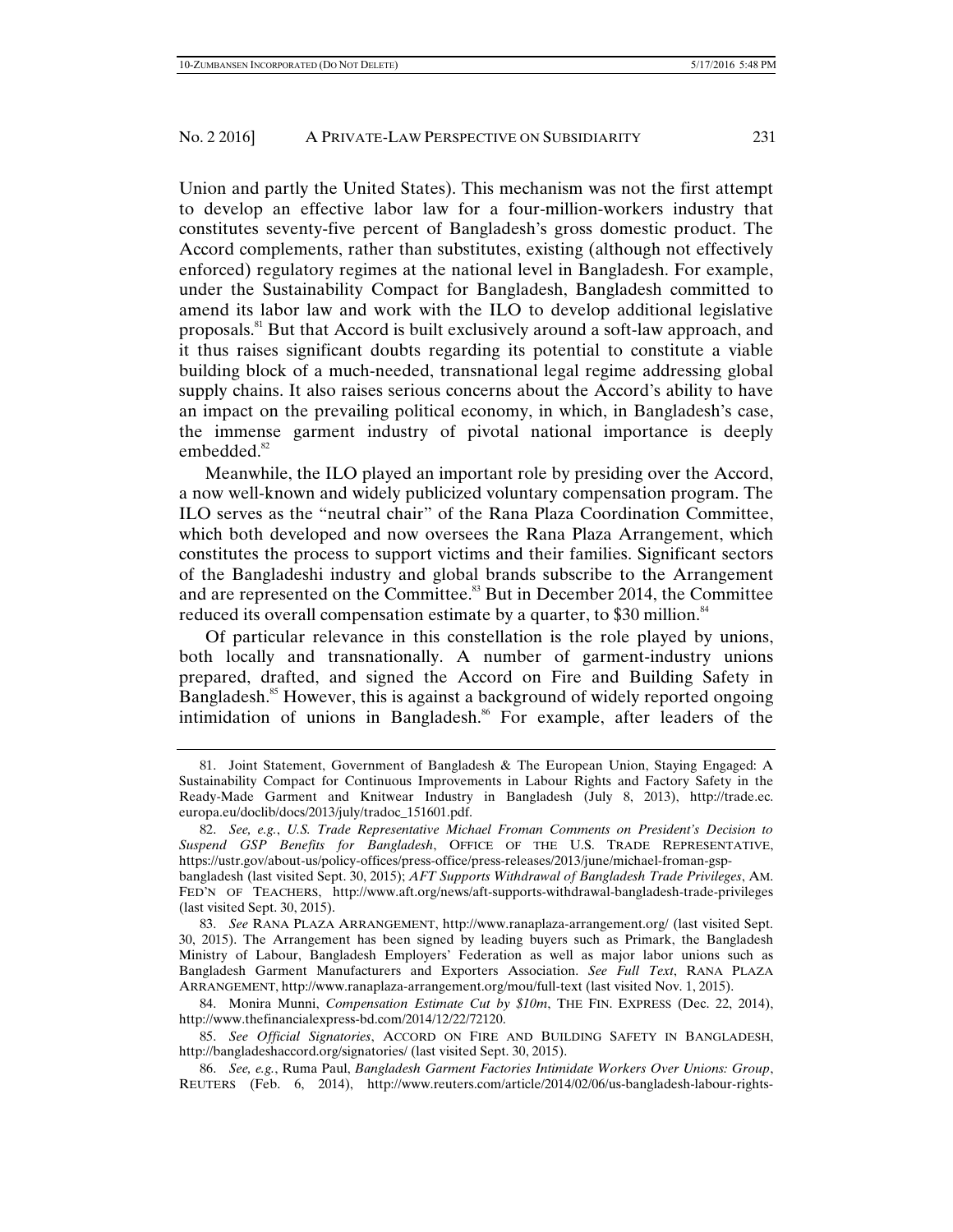Union and partly the United States). This mechanism was not the first attempt to develop an effective labor law for a four-million-workers industry that constitutes seventy-five percent of Bangladesh's gross domestic product. The Accord complements, rather than substitutes, existing (although not effectively enforced) regulatory regimes at the national level in Bangladesh. For example, under the Sustainability Compact for Bangladesh, Bangladesh committed to amend its labor law and work with the ILO to develop additional legislative proposals.[81] But that Accord is built exclusively around a soft-law approach, and it thus raises significant doubts regarding its potential to constitute a viable building block of a much-needed, transnational legal regime addressing global supply chains. It also raises serious concerns about the Accord's ability to have an impact on the prevailing political economy, in which, in Bangladesh's case, the immense garment industry of pivotal national importance is deeply embedded.[82]

Meanwhile, the ILO played an important role by presiding over the Accord, a now well-known and widely publicized voluntary compensation program. The ILO serves as the "neutral chair" of the Rana Plaza Coordination Committee, which both developed and now oversees the Rana Plaza Arrangement, which constitutes the process to support victims and their families. Significant sectors of the Bangladeshi industry and global brands subscribe to the Arrangement and are represented on the Committee.[83] But in December 2014, the Committee reduced its overall compensation estimate by a quarter, to $30 million.[84]

Of particular relevance in this constellation is the role played by unions, both locally and transnationally. A number of garment-industry unions prepared, drafted, and signed the Accord on Fire and Building Safety in Bangladesh.[85] However, this is against a background of widely reported ongoing intimidation of unions in Bangladesh.[86] For example, after leaders of the

---

81. Joint Statement, Government of Bangladesh & The European Union, Staying Engaged: A Sustainability Compact for Continuous Improvements in Labour Rights and Factory Safety in the Ready-Made Garment and Knitwear Industry in Bangladesh (July 8, 2013), http://trade.ec.europa.eu/doclib/docs/2013/july/tradoc_151601.pdf.

82. *See, e.g.*, *U.S. Trade Representative Michael Froman Comments on President's Decision to Suspend GSP Benefits for Bangladesh*, OFFICE OF THE U.S. TRADE REPRESENTATIVE, https://ustr.gov/about-us/policy-offices/press-office/press-releases/2013/june/michael-froman-gsp-bangladesh (last visited Sept. 30, 2015); *AFT Supports Withdrawal of Bangladesh Trade Privileges*, AM. FED'N OF TEACHERS, http://www.aft.org/news/aft-supports-withdrawal-bangladesh-trade-privileges (last visited Sept. 30, 2015).

83. *See* RANA PLAZA ARRANGEMENT, http://www.ranaplaza-arrangement.org/ (last visited Sept. 30, 2015). The Arrangement has been signed by leading buyers such as Primark, the Bangladesh Ministry of Labour, Bangladesh Employers' Federation as well as major labor unions such as Bangladesh Garment Manufacturers and Exporters Association. *See Full Text*, RANA PLAZA ARRANGEMENT, http://www.ranaplaza-arrangement.org/mou/full-text (last visited Nov. 1, 2015).

84. Monira Munni, *Compensation Estimate Cut by $10m*, THE FIN. EXPRESS (Dec. 22, 2014), http://www.thefinancialexpress-bd.com/2014/12/22/72120.

85. *See Official Signatories*, ACCORD ON FIRE AND BUILDING SAFETY IN BANGLADESH, http://bangladeshaccord.org/signatories/ (last visited Sept. 30, 2015).

86. *See, e.g.*, Ruma Paul, *Bangladesh Garment Factories Intimidate Workers Over Unions: Group*, REUTERS (Feb. 6, 2014), http://www.reuters.com/article/2014/02/06/us-bangladesh-labour-rights-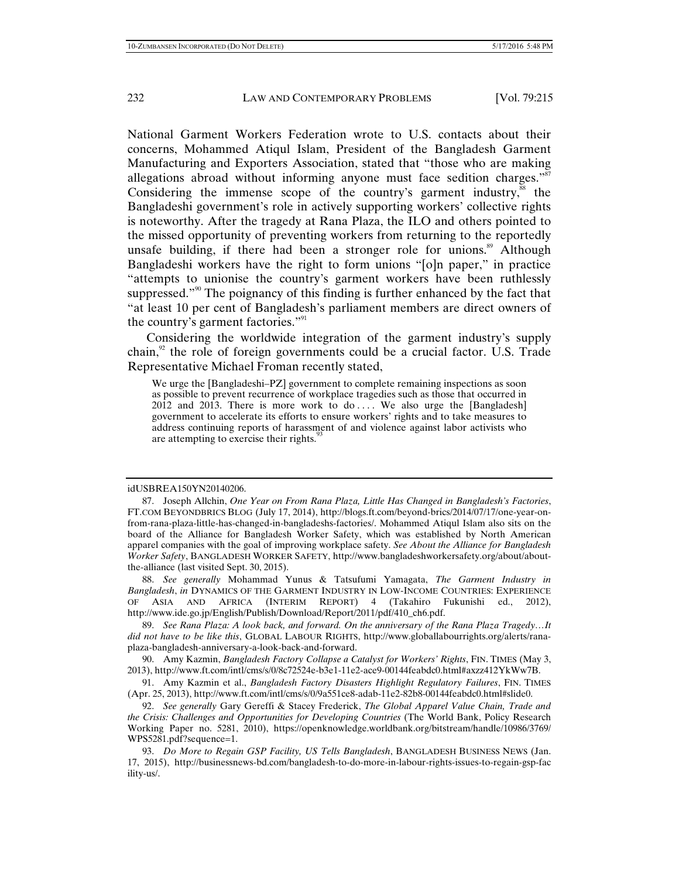National Garment Workers Federation wrote to U.S. contacts about their concerns, Mohammed Atiqul Islam, President of the Bangladesh Garment Manufacturing and Exporters Association, stated that "those who are making allegations abroad without informing anyone must face sedition charges."[87] Considering the immense scope of the country's garment industry,[88] the Bangladeshi government's role in actively supporting workers' collective rights is noteworthy. After the tragedy at Rana Plaza, the ILO and others pointed to the missed opportunity of preventing workers from returning to the reportedly unsafe building, if there had been a stronger role for unions.[89] Although Bangladeshi workers have the right to form unions "[o]n paper," in practice "attempts to unionise the country's garment workers have been ruthlessly suppressed."[90] The poignancy of this finding is further enhanced by the fact that "at least 10 per cent of Bangladesh's parliament members are direct owners of the country's garment factories."[91]

Considering the worldwide integration of the garment industry's supply chain,[92] the role of foreign governments could be a crucial factor. U.S. Trade Representative Michael Froman recently stated,

> We urge the [Bangladeshi–PZ] government to complete remaining inspections as soon as possible to prevent recurrence of workplace tragedies such as those that occurred in 2012 and 2013. There is more work to do . . . . We also urge the [Bangladesh] government to accelerate its efforts to ensure workers' rights and to take measures to address continuing reports of harassment of and violence against labor activists who are attempting to exercise their rights.[93]

---

idUSBREA150YN20140206.

87. Joseph Allchin, *One Year on From Rana Plaza, Little Has Changed in Bangladesh's Factories*, FT.COM BEYONDBRICS BLOG (July 17, 2014), http://blogs.ft.com/beyond-brics/2014/07/17/one-year-on-from-rana-plaza-little-has-changed-in-bangladeshs-factories/. Mohammed Atiqul Islam also sits on the board of the Alliance for Bangladesh Worker Safety, which was established by North American apparel companies with the goal of improving workplace safety. *See About the Alliance for Bangladesh Worker Safety*, BANGLADESH WORKER SAFETY, http://www.bangladeshworkersafety.org/about/about-the-alliance (last visited Sept. 30, 2015).

88. *See generally* Mohammad Yunus & Tatsufumi Yamagata, *The Garment Industry in Bangladesh*, *in* DYNAMICS OF THE GARMENT INDUSTRY IN LOW-INCOME COUNTRIES: EXPERIENCE OF ASIA AND AFRICA (INTERIM REPORT) 4 (Takahiro Fukunishi ed., 2012), http://www.ide.go.jp/English/Publish/Download/Report/2011/pdf/410_ch6.pdf.

89. *See Rana Plaza: A look back, and forward. On the anniversary of the Rana Plaza Tragedy…It did not have to be like this*, GLOBAL LABOUR RIGHTS, http://www.globallabourrights.org/alerts/rana-plaza-bangladesh-anniversary-a-look-back-and-forward.

90. Amy Kazmin, *Bangladesh Factory Collapse a Catalyst for Workers' Rights*, FIN. TIMES (May 3, 2013), http://www.ft.com/intl/cms/s/0/8c72524e-b3e1-11e2-ace9-00144feabdc0.html#axzz412YkWw7B.

91. Amy Kazmin et al., *Bangladesh Factory Disasters Highlight Regulatory Failures*, FIN. TIMES (Apr. 25, 2013), http://www.ft.com/intl/cms/s/0/9a551ce8-adab-11e2-82b8-00144feabdc0.html#slide0.

92. *See generally* Gary Gereffi & Stacey Frederick, *The Global Apparel Value Chain, Trade and the Crisis: Challenges and Opportunities for Developing Countries* (The World Bank, Policy Research Working Paper no. 5281, 2010), https://openknowledge.worldbank.org/bitstream/handle/10986/3769/WPS5281.pdf?sequence=1.

93. *Do More to Regain GSP Facility, US Tells Bangladesh*, BANGLADESH BUSINESS NEWS (Jan. 17, 2015), http://businessnews-bd.com/bangladesh-to-do-more-in-labour-rights-issues-to-regain-gsp-facility-us/.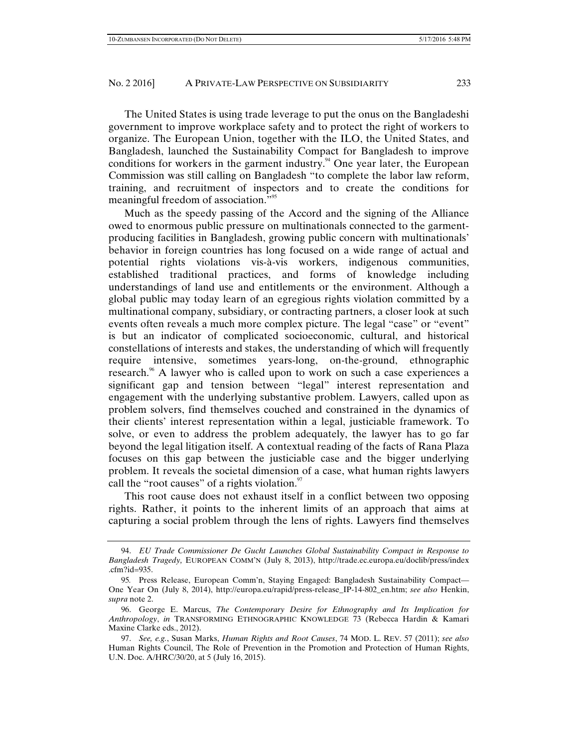The United States is using trade leverage to put the onus on the Bangladeshi government to improve workplace safety and to protect the right of workers to organize. The European Union, together with the ILO, the United States, and Bangladesh, launched the Sustainability Compact for Bangladesh to improve conditions for workers in the garment industry.[94] One year later, the European Commission was still calling on Bangladesh "to complete the labor law reform, training, and recruitment of inspectors and to create the conditions for meaningful freedom of association."[95]

Much as the speedy passing of the Accord and the signing of the Alliance owed to enormous public pressure on multinationals connected to the garment-producing facilities in Bangladesh, growing public concern with multinationals' behavior in foreign countries has long focused on a wide range of actual and potential rights violations vis-à-vis workers, indigenous communities, established traditional practices, and forms of knowledge including understandings of land use and entitlements or the environment. Although a global public may today learn of an egregious rights violation committed by a multinational company, subsidiary, or contracting partners, a closer look at such events often reveals a much more complex picture. The legal "case" or "event" is but an indicator of complicated socioeconomic, cultural, and historical constellations of interests and stakes, the understanding of which will frequently require intensive, sometimes years-long, on-the-ground, ethnographic research.[96] A lawyer who is called upon to work on such a case experiences a significant gap and tension between "legal" interest representation and engagement with the underlying substantive problem. Lawyers, called upon as problem solvers, find themselves couched and constrained in the dynamics of their clients' interest representation within a legal, justiciable framework. To solve, or even to address the problem adequately, the lawyer has to go far beyond the legal litigation itself. A contextual reading of the facts of Rana Plaza focuses on this gap between the justiciable case and the bigger underlying problem. It reveals the societal dimension of a case, what human rights lawyers call the "root causes" of a rights violation.[97]

This root cause does not exhaust itself in a conflict between two opposing rights. Rather, it points to the inherent limits of an approach that aims at capturing a social problem through the lens of rights. Lawyers find themselves

---

94. *EU Trade Commissioner De Gucht Launches Global Sustainability Compact in Response to Bangladesh Tragedy,* EUROPEAN COMM'N (July 8, 2013), http://trade.ec.europa.eu/doclib/press/index.cfm?id=935.

95. Press Release, European Comm'n, Staying Engaged: Bangladesh Sustainability Compact—One Year On (July 8, 2014), http://europa.eu/rapid/press-release_IP-14-802_en.htm; *see also* Henkin, *supra* note 2.

96. George E. Marcus, *The Contemporary Desire for Ethnography and Its Implication for Anthropology*, *in* TRANSFORMING ETHNOGRAPHIC KNOWLEDGE 73 (Rebecca Hardin & Kamari Maxine Clarke eds., 2012).

97. *See, e.g.*, Susan Marks, *Human Rights and Root Causes*, 74 MOD. L. REV. 57 (2011); *see also* Human Rights Council, The Role of Prevention in the Promotion and Protection of Human Rights, U.N. Doc. A/HRC/30/20, at 5 (July 16, 2015).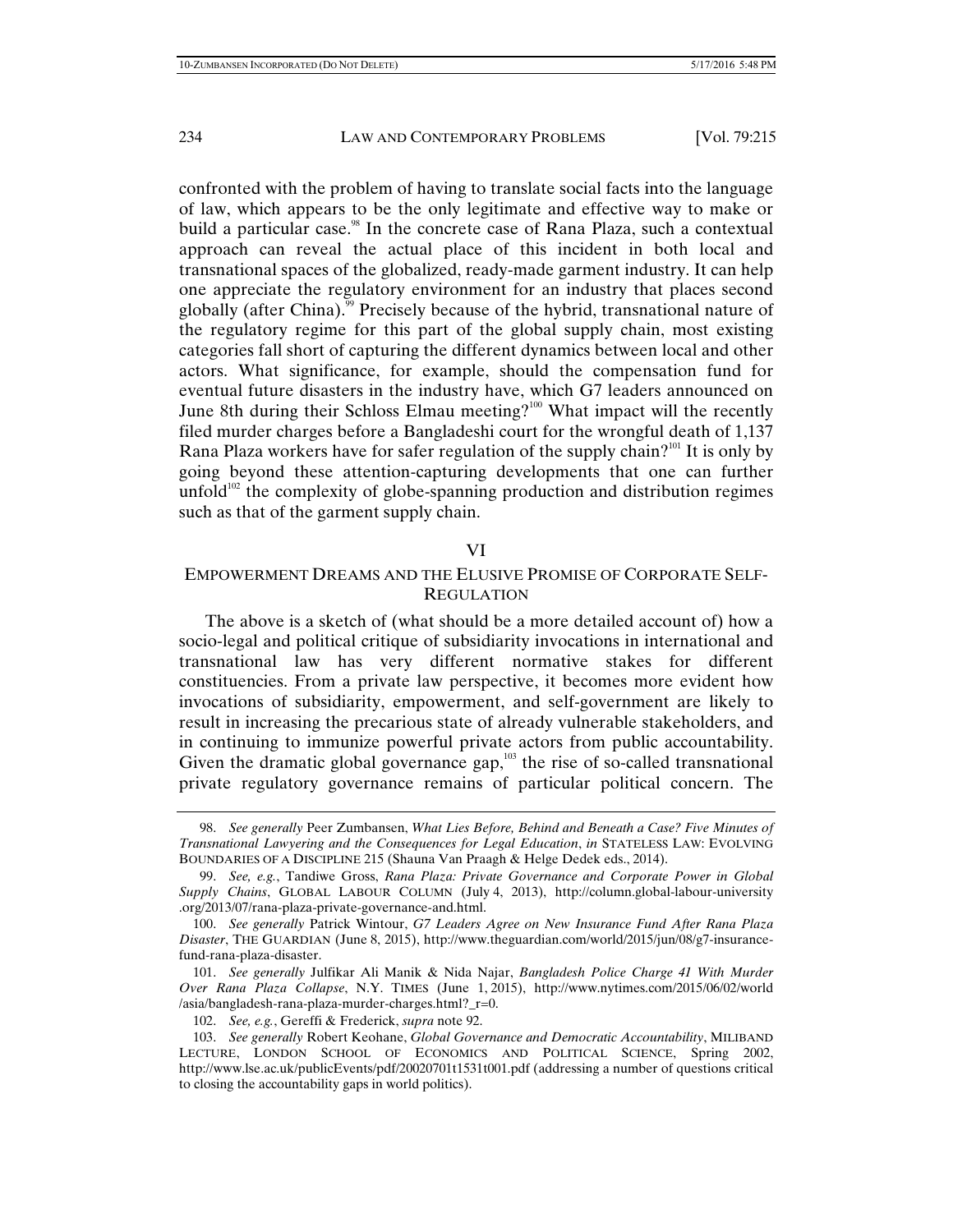confronted with the problem of having to translate social facts into the language of law, which appears to be the only legitimate and effective way to make or build a particular case.[98] In the concrete case of Rana Plaza, such a contextual approach can reveal the actual place of this incident in both local and transnational spaces of the globalized, ready-made garment industry. It can help one appreciate the regulatory environment for an industry that places second globally (after China).[99] Precisely because of the hybrid, transnational nature of the regulatory regime for this part of the global supply chain, most existing categories fall short of capturing the different dynamics between local and other actors. What significance, for example, should the compensation fund for eventual future disasters in the industry have, which G7 leaders announced on June 8th during their Schloss Elmau meeting?[100] What impact will the recently filed murder charges before a Bangladeshi court for the wrongful death of 1,137 Rana Plaza workers have for safer regulation of the supply chain?[101] It is only by going beyond these attention-capturing developments that one can further unfold[102] the complexity of globe-spanning production and distribution regimes such as that of the garment supply chain.

## VI

## EMPOWERMENT DREAMS AND THE ELUSIVE PROMISE OF CORPORATE SELF-REGULATION

The above is a sketch of (what should be a more detailed account of) how a socio-legal and political critique of subsidiarity invocations in international and transnational law has very different normative stakes for different constituencies. From a private law perspective, it becomes more evident how invocations of subsidiarity, empowerment, and self-government are likely to result in increasing the precarious state of already vulnerable stakeholders, and in continuing to immunize powerful private actors from public accountability. Given the dramatic global governance gap,[103] the rise of so-called transnational private regulatory governance remains of particular political concern. The

---

98. *See generally* Peer Zumbansen, *What Lies Before, Behind and Beneath a Case? Five Minutes of Transnational Lawyering and the Consequences for Legal Education*, *in* STATELESS LAW: EVOLVING BOUNDARIES OF A DISCIPLINE 215 (Shauna Van Praagh & Helge Dedek eds., 2014).

99. *See, e.g.*, Tandiwe Gross, *Rana Plaza: Private Governance and Corporate Power in Global Supply Chains*, GLOBAL LABOUR COLUMN (July 4, 2013), http://column.global-labour-university.org/2013/07/rana-plaza-private-governance-and.html.

100. *See generally* Patrick Wintour, *G7 Leaders Agree on New Insurance Fund After Rana Plaza Disaster*, THE GUARDIAN (June 8, 2015), http://www.theguardian.com/world/2015/jun/08/g7-insurance-fund-rana-plaza-disaster.

101. *See generally* Julfikar Ali Manik & Nida Najar, *Bangladesh Police Charge 41 With Murder Over Rana Plaza Collapse*, N.Y. TIMES (June 1, 2015), http://www.nytimes.com/2015/06/02/world/asia/bangladesh-rana-plaza-murder-charges.html?_r=0.

102. *See, e.g.*, Gereffi & Frederick, *supra* note 92.

103. *See generally* Robert Keohane, *Global Governance and Democratic Accountability*, MILIBAND LECTURE, LONDON SCHOOL OF ECONOMICS AND POLITICAL SCIENCE, Spring 2002, http://www.lse.ac.uk/publicEvents/pdf/20020701t1531t001.pdf (addressing a number of questions critical to closing the accountability gaps in world politics).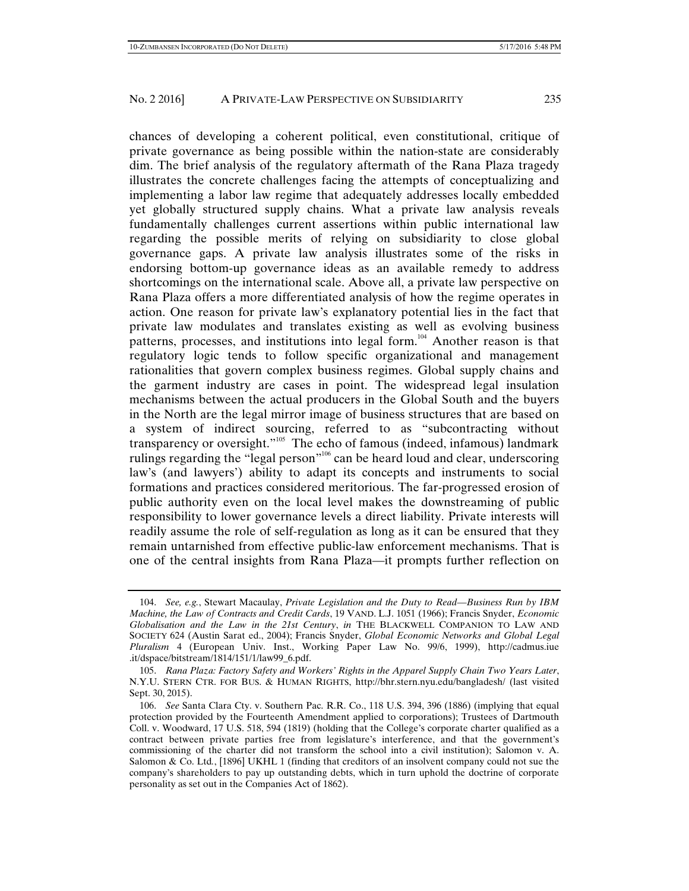chances of developing a coherent political, even constitutional, critique of private governance as being possible within the nation-state are considerably dim. The brief analysis of the regulatory aftermath of the Rana Plaza tragedy illustrates the concrete challenges facing the attempts of conceptualizing and implementing a labor law regime that adequately addresses locally embedded yet globally structured supply chains. What a private law analysis reveals fundamentally challenges current assertions within public international law regarding the possible merits of relying on subsidiarity to close global governance gaps. A private law analysis illustrates some of the risks in endorsing bottom-up governance ideas as an available remedy to address shortcomings on the international scale. Above all, a private law perspective on Rana Plaza offers a more differentiated analysis of how the regime operates in action. One reason for private law's explanatory potential lies in the fact that private law modulates and translates existing as well as evolving business patterns, processes, and institutions into legal form.[104] Another reason is that regulatory logic tends to follow specific organizational and management rationalities that govern complex business regimes. Global supply chains and the garment industry are cases in point. The widespread legal insulation mechanisms between the actual producers in the Global South and the buyers in the North are the legal mirror image of business structures that are based on a system of indirect sourcing, referred to as "subcontracting without transparency or oversight."[105] The echo of famous (indeed, infamous) landmark rulings regarding the "legal person"[106] can be heard loud and clear, underscoring law's (and lawyers') ability to adapt its concepts and instruments to social formations and practices considered meritorious. The far-progressed erosion of public authority even on the local level makes the downstreaming of public responsibility to lower governance levels a direct liability. Private interests will readily assume the role of self-regulation as long as it can be ensured that they remain untarnished from effective public-law enforcement mechanisms. That is one of the central insights from Rana Plaza—it prompts further reflection on

---

104. *See, e.g.*, Stewart Macaulay, *Private Legislation and the Duty to Read—Business Run by IBM Machine, the Law of Contracts and Credit Cards*, 19 VAND. L.J. 1051 (1966); Francis Snyder, *Economic Globalisation and the Law in the 21st Century*, *in* THE BLACKWELL COMPANION TO LAW AND SOCIETY 624 (Austin Sarat ed., 2004); Francis Snyder, *Global Economic Networks and Global Legal Pluralism* 4 (European Univ. Inst., Working Paper Law No. 99/6, 1999), http://cadmus.iue.it/dspace/bitstream/1814/151/1/law99_6.pdf.

105. *Rana Plaza: Factory Safety and Workers' Rights in the Apparel Supply Chain Two Years Later*, N.Y.U. STERN CTR. FOR BUS. & HUMAN RIGHTS, http://bhr.stern.nyu.edu/bangladesh/ (last visited Sept. 30, 2015).

106. *See* Santa Clara Cty. v. Southern Pac. R.R. Co., 118 U.S. 394, 396 (1886) (implying that equal protection provided by the Fourteenth Amendment applied to corporations); Trustees of Dartmouth Coll. v. Woodward, 17 U.S. 518, 594 (1819) (holding that the College's corporate charter qualified as a contract between private parties free from legislature's interference, and that the government's commissioning of the charter did not transform the school into a civil institution); Salomon v. A. Salomon & Co. Ltd., [1896] UKHL 1 (finding that creditors of an insolvent company could not sue the company's shareholders to pay up outstanding debts, which in turn uphold the doctrine of corporate personality as set out in the Companies Act of 1862).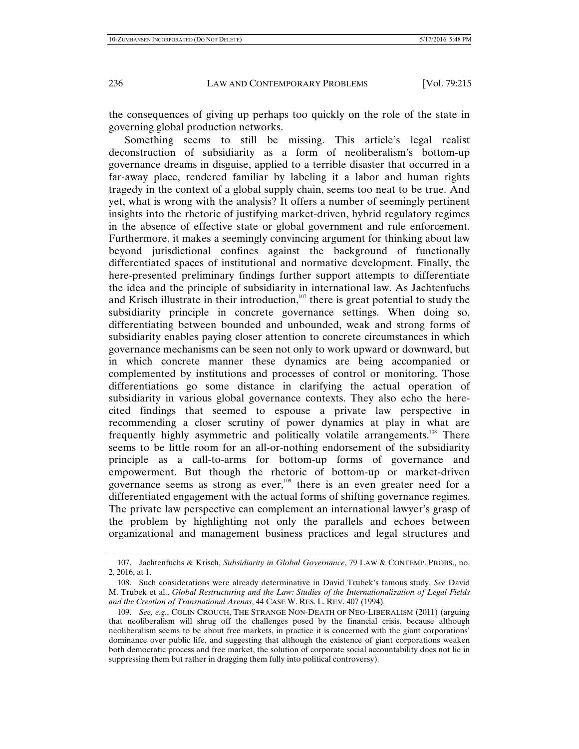the consequences of giving up perhaps too quickly on the role of the state in governing global production networks.

Something seems to still be missing. This article's legal realist deconstruction of subsidiarity as a form of neoliberalism's bottom-up governance dreams in disguise, applied to a terrible disaster that occurred in a far-away place, rendered familiar by labeling it a labor and human rights tragedy in the context of a global supply chain, seems too neat to be true. And yet, what is wrong with the analysis? It offers a number of seemingly pertinent insights into the rhetoric of justifying market-driven, hybrid regulatory regimes in the absence of effective state or global government and rule enforcement. Furthermore, it makes a seemingly convincing argument for thinking about law beyond jurisdictional confines against the background of functionally differentiated spaces of institutional and normative development. Finally, the here-presented preliminary findings further support attempts to differentiate the idea and the principle of subsidiarity in international law. As Jachtenfuchs and Krisch illustrate in their introduction,[107] there is great potential to study the subsidiarity principle in concrete governance settings. When doing so, differentiating between bounded and unbounded, weak and strong forms of subsidiarity enables paying closer attention to concrete circumstances in which governance mechanisms can be seen not only to work upward or downward, but in which concrete manner these dynamics are being accompanied or complemented by institutions and processes of control or monitoring. Those differentiations go some distance in clarifying the actual operation of subsidiarity in various global governance contexts. They also echo the here-cited findings that seemed to espouse a private law perspective in recommending a closer scrutiny of power dynamics at play in what are frequently highly asymmetric and politically volatile arrangements.[108] There seems to be little room for an all-or-nothing endorsement of the subsidiarity principle as a call-to-arms for bottom-up forms of governance and empowerment. But though the rhetoric of bottom-up or market-driven governance seems as strong as ever,[109] there is an even greater need for a differentiated engagement with the actual forms of shifting governance regimes. The private law perspective can complement an international lawyer's grasp of the problem by highlighting not only the parallels and echoes between organizational and management business practices and legal structures and

---

107. Jachtenfuchs & Krisch, *Subsidiarity in Global Governance*, 79 LAW & CONTEMP. PROBS., no. 2, 2016, at 1.

108. Such considerations were already determinative in David Trubek's famous study. *See* David M. Trubek et al., *Global Restructuring and the Law: Studies of the Internationalization of Legal Fields and the Creation of Transnational Arenas*, 44 CASE W. RES. L. REV. 407 (1994).

109. *See, e.g.*, COLIN CROUCH, THE STRANGE NON-DEATH OF NEO-LIBERALISM (2011) (arguing that neoliberalism will shrug off the challenges posed by the financial crisis, because although neoliberalism seems to be about free markets, in practice it is concerned with the giant corporations' dominance over public life, and suggesting that although the existence of giant corporations weaken both democratic process and free market, the solution of corporate social accountability does not lie in suppressing them but rather in dragging them fully into political controversy).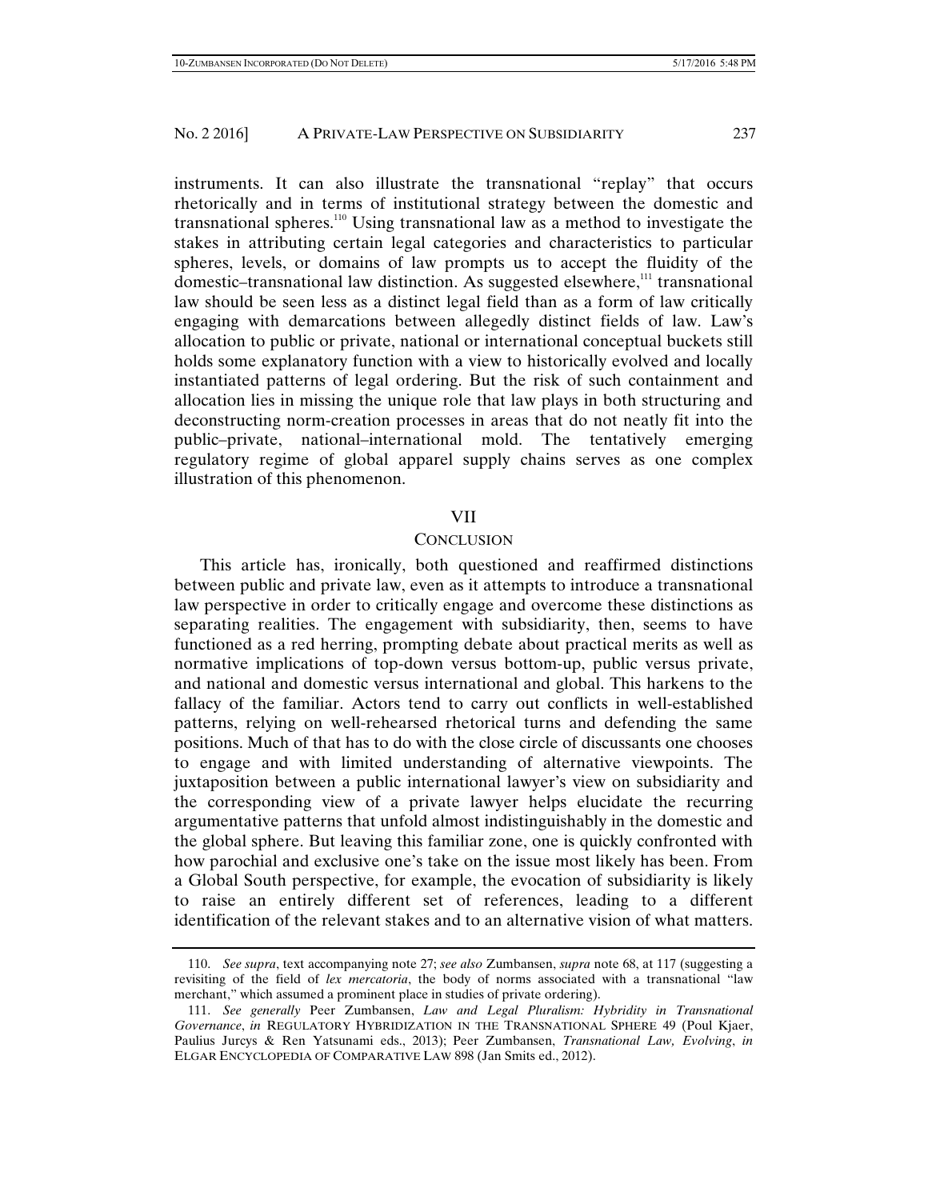instruments. It can also illustrate the transnational "replay" that occurs rhetorically and in terms of institutional strategy between the domestic and transnational spheres.[110] Using transnational law as a method to investigate the stakes in attributing certain legal categories and characteristics to particular spheres, levels, or domains of law prompts us to accept the fluidity of the domestic–transnational law distinction. As suggested elsewhere,[111] transnational law should be seen less as a distinct legal field than as a form of law critically engaging with demarcations between allegedly distinct fields of law. Law's allocation to public or private, national or international conceptual buckets still holds some explanatory function with a view to historically evolved and locally instantiated patterns of legal ordering. But the risk of such containment and allocation lies in missing the unique role that law plays in both structuring and deconstructing norm-creation processes in areas that do not neatly fit into the public–private, national–international mold. The tentatively emerging regulatory regime of global apparel supply chains serves as one complex illustration of this phenomenon.

## VII

## CONCLUSION

This article has, ironically, both questioned and reaffirmed distinctions between public and private law, even as it attempts to introduce a transnational law perspective in order to critically engage and overcome these distinctions as separating realities. The engagement with subsidiarity, then, seems to have functioned as a red herring, prompting debate about practical merits as well as normative implications of top-down versus bottom-up, public versus private, and national and domestic versus international and global. This harkens to the fallacy of the familiar. Actors tend to carry out conflicts in well-established patterns, relying on well-rehearsed rhetorical turns and defending the same positions. Much of that has to do with the close circle of discussants one chooses to engage and with limited understanding of alternative viewpoints. The juxtaposition between a public international lawyer's view on subsidiarity and the corresponding view of a private lawyer helps elucidate the recurring argumentative patterns that unfold almost indistinguishably in the domestic and the global sphere. But leaving this familiar zone, one is quickly confronted with how parochial and exclusive one's take on the issue most likely has been. From a Global South perspective, for example, the evocation of subsidiarity is likely to raise an entirely different set of references, leading to a different identification of the relevant stakes and to an alternative vision of what matters.

---

110. *See supra*, text accompanying note 27; *see also* Zumbansen, *supra* note 68, at 117 (suggesting a revisiting of the field of *lex mercatoria*, the body of norms associated with a transnational "law merchant," which assumed a prominent place in studies of private ordering).

111. *See generally* Peer Zumbansen, *Law and Legal Pluralism: Hybridity in Transnational Governance*, *in* REGULATORY HYBRIDIZATION IN THE TRANSNATIONAL SPHERE 49 (Poul Kjaer, Paulius Jurcys & Ren Yatsunami eds., 2013); Peer Zumbansen, *Transnational Law, Evolving*, *in* ELGAR ENCYCLOPEDIA OF COMPARATIVE LAW 898 (Jan Smits ed., 2012).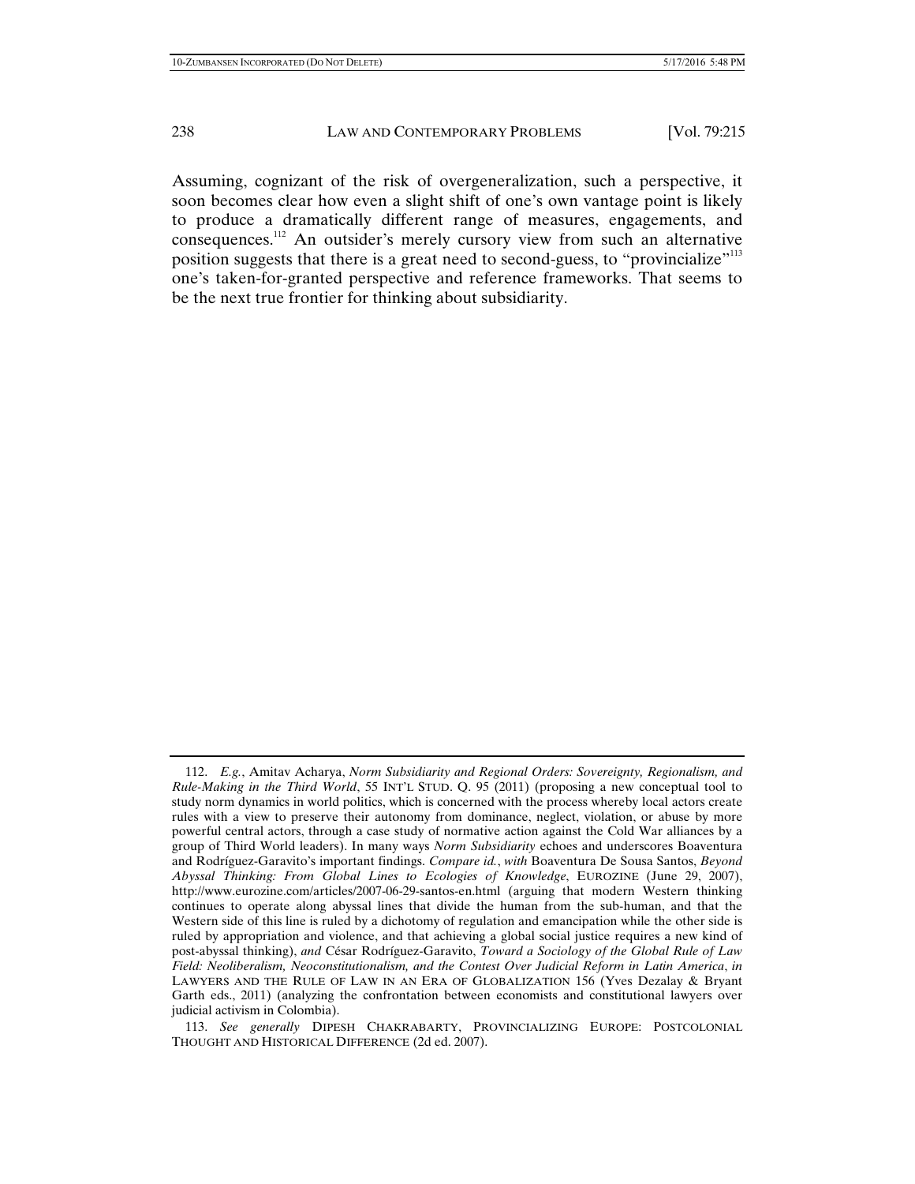Assuming, cognizant of the risk of overgeneralization, such a perspective, it soon becomes clear how even a slight shift of one's own vantage point is likely to produce a dramatically different range of measures, engagements, and consequences.[112] An outsider's merely cursory view from such an alternative position suggests that there is a great need to second-guess, to "provincialize"[113] one's taken-for-granted perspective and reference frameworks. That seems to be the next true frontier for thinking about subsidiarity.

---

112. *E.g.*, Amitav Acharya, *Norm Subsidiarity and Regional Orders: Sovereignty, Regionalism, and Rule-Making in the Third World*, 55 INT'L STUD. Q. 95 (2011) (proposing a new conceptual tool to study norm dynamics in world politics, which is concerned with the process whereby local actors create rules with a view to preserve their autonomy from dominance, neglect, violation, or abuse by more powerful central actors, through a case study of normative action against the Cold War alliances by a group of Third World leaders). In many ways *Norm Subsidiarity* echoes and underscores Boaventura and Rodríguez-Garavito's important findings. *Compare id.*, *with* Boaventura De Sousa Santos, *Beyond Abyssal Thinking: From Global Lines to Ecologies of Knowledge*, EUROZINE (June 29, 2007), http://www.eurozine.com/articles/2007-06-29-santos-en.html (arguing that modern Western thinking continues to operate along abyssal lines that divide the human from the sub-human, and that the Western side of this line is ruled by a dichotomy of regulation and emancipation while the other side is ruled by appropriation and violence, and that achieving a global social justice requires a new kind of post-abyssal thinking), *and* César Rodríguez-Garavito, *Toward a Sociology of the Global Rule of Law Field: Neoliberalism, Neoconstitutionalism, and the Contest Over Judicial Reform in Latin America*, *in* LAWYERS AND THE RULE OF LAW IN AN ERA OF GLOBALIZATION 156 (Yves Dezalay & Bryant Garth eds., 2011) (analyzing the confrontation between economists and constitutional lawyers over judicial activism in Colombia).

113. *See generally* DIPESH CHAKRABARTY, PROVINCIALIZING EUROPE: POSTCOLONIAL THOUGHT AND HISTORICAL DIFFERENCE (2d ed. 2007).